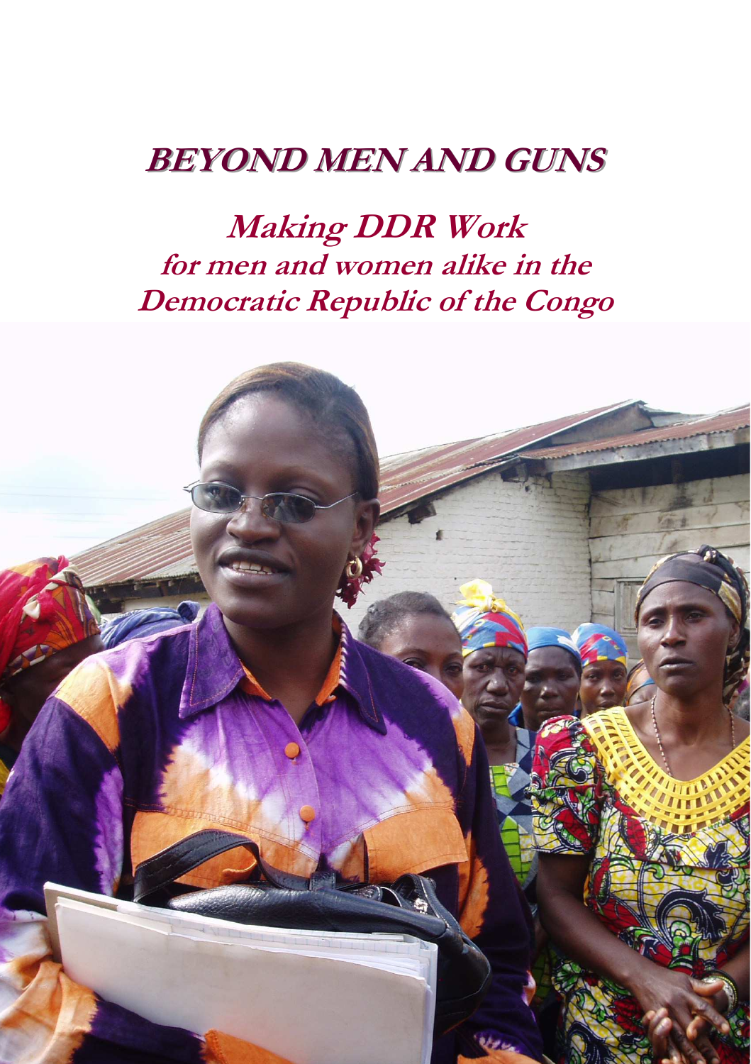# BEYOND MEN AND GUNS

## *Making DDR Work for men and women alike in the Democratic Republic of the Congo*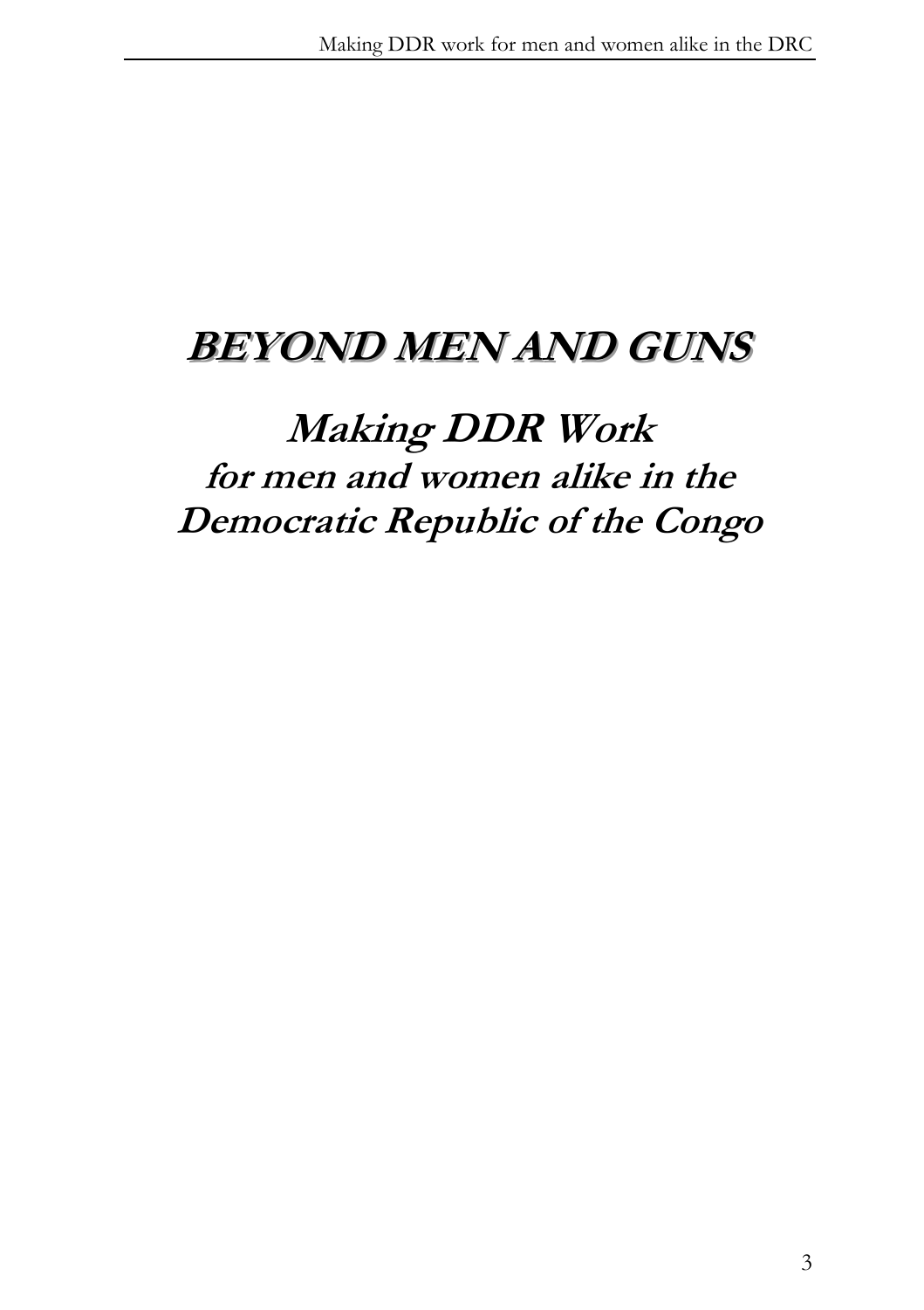# BEYOND MEN AND GUNS

## Making DDR Work
## for men and women alike in the Democratic Republic of the Congo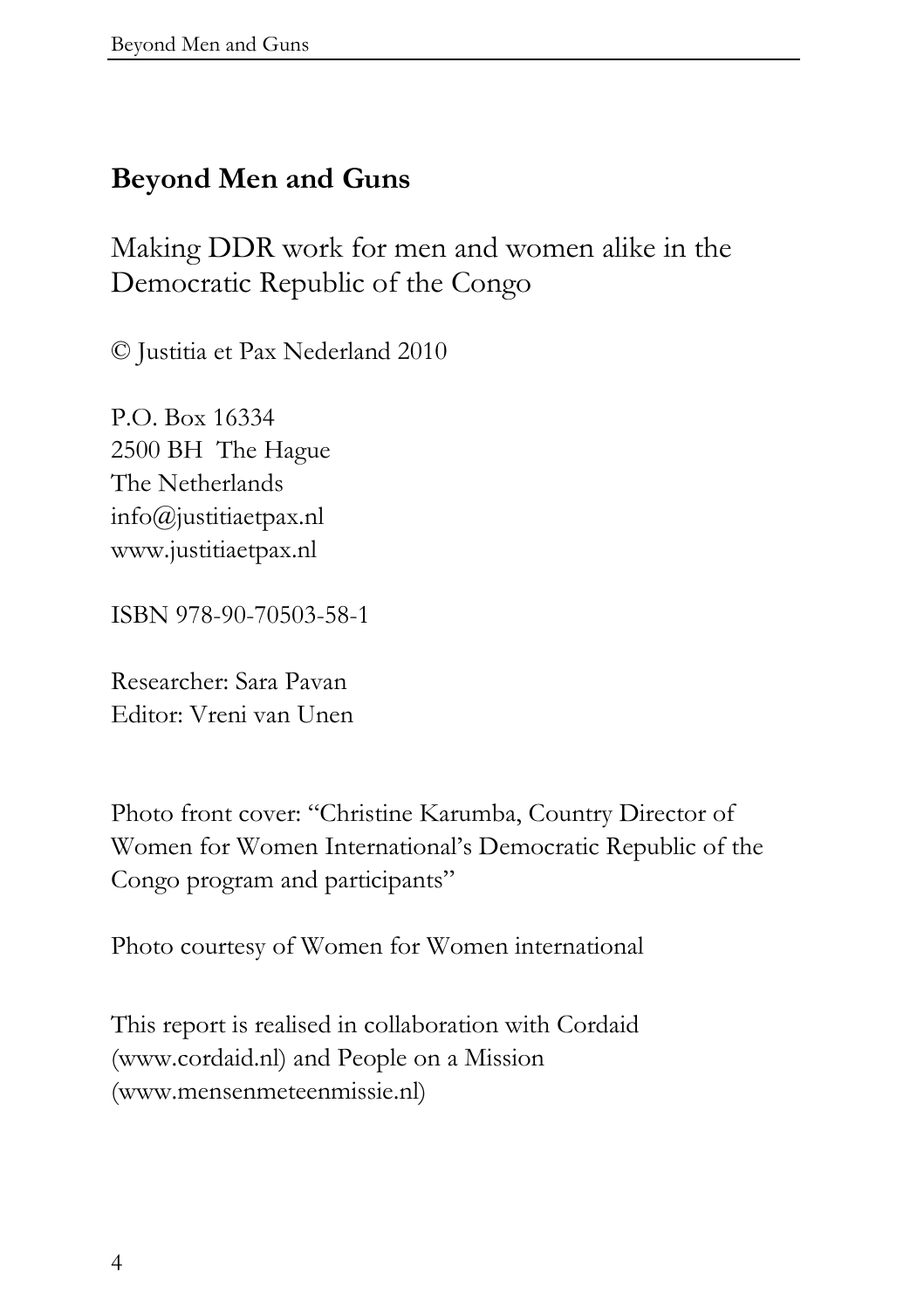# Beyond Men and Guns

Making DDR work for men and women alike in the Democratic Republic of the Congo

© Justitia et Pax Nederland 2010

P.O. Box 16334
2500 BH The Hague
The Netherlands
info@justitiaetpax.nl
www.justitiaetpax.nl

ISBN 978-90-70503-58-1

Researcher: Sara Pavan
Editor: Vreni van Unen

Photo front cover: "Christine Karumba, Country Director of Women for Women International's Democratic Republic of the Congo program and participants"

Photo courtesy of Women for Women international

This report is realised in collaboration with Cordaid (www.cordaid.nl) and People on a Mission (www.mensenmeteenmissie.nl)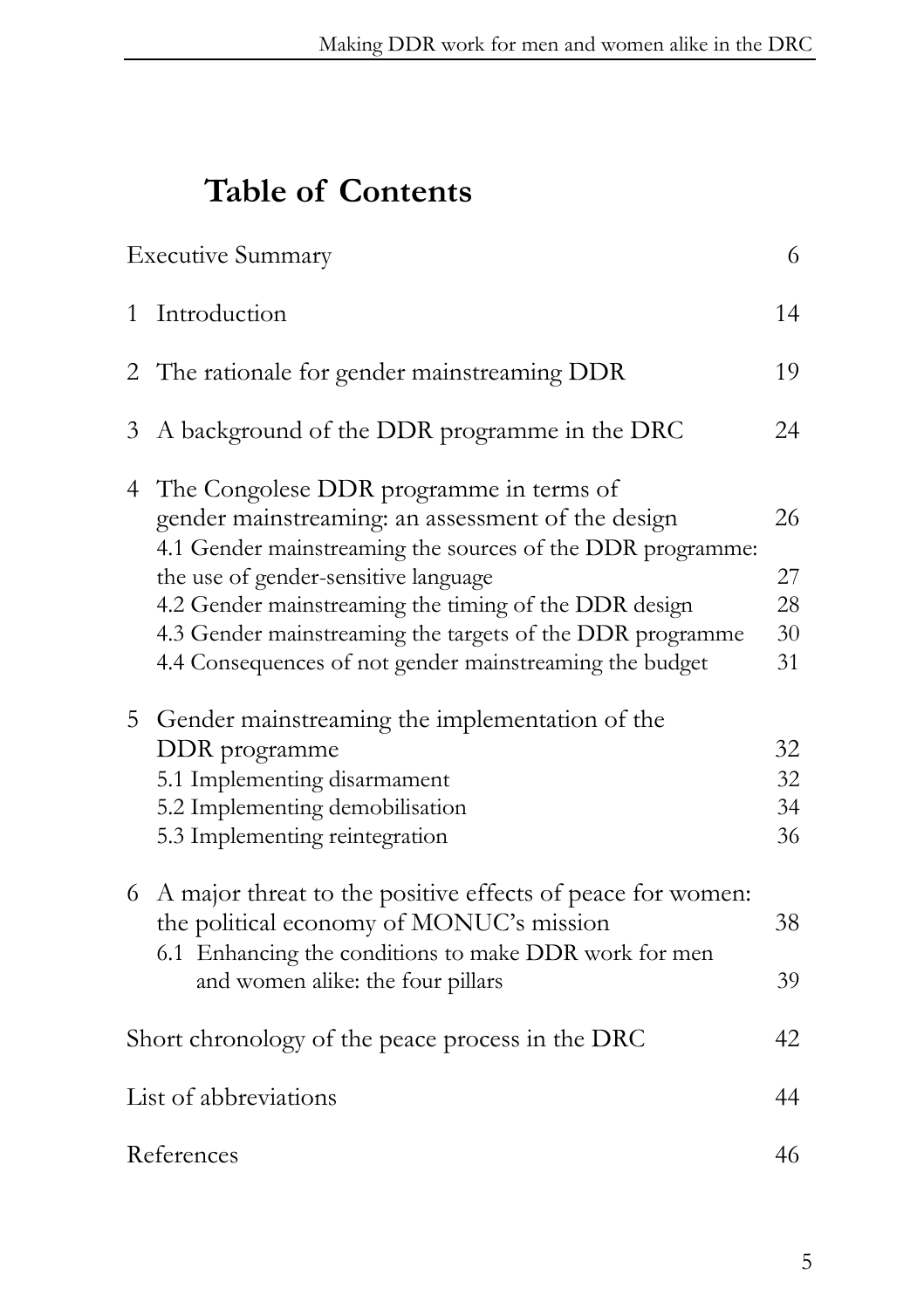# Table of Contents

| | |
|---|---|
| Executive Summary | 6 |
| 1 Introduction | 14 |
| 2 The rationale for gender mainstreaming DDR | 19 |
| 3 A background of the DDR programme in the DRC | 24 |
| 4 The Congolese DDR programme in terms of gender mainstreaming: an assessment of the design | 26 |
| 4.1 Gender mainstreaming the sources of the DDR programme: the use of gender-sensitive language | 27 |
| 4.2 Gender mainstreaming the timing of the DDR design | 28 |
| 4.3 Gender mainstreaming the targets of the DDR programme | 30 |
| 4.4 Consequences of not gender mainstreaming the budget | 31 |
| 5 Gender mainstreaming the implementation of the DDR programme | 32 |
| 5.1 Implementing disarmament | 32 |
| 5.2 Implementing demobilisation | 34 |
| 5.3 Implementing reintegration | 36 |
| 6 A major threat to the positive effects of peace for women: the political economy of MONUC's mission | 38 |
| 6.1 Enhancing the conditions to make DDR work for men and women alike: the four pillars | 39 |
| Short chronology of the peace process in the DRC | 42 |
| List of abbreviations | 44 |
| References | 46 |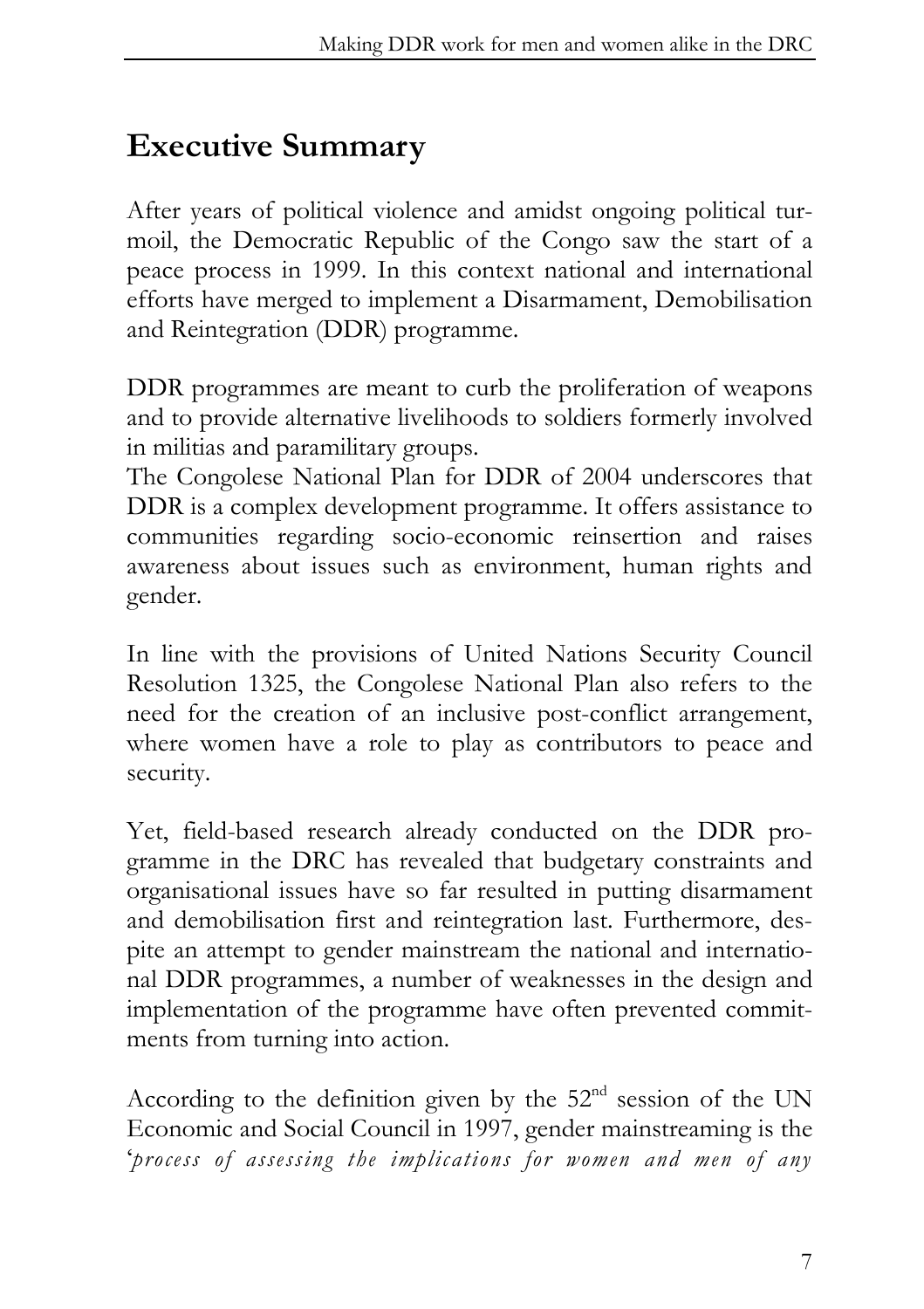# Executive Summary

After years of political violence and amidst ongoing political turmoil, the Democratic Republic of the Congo saw the start of a peace process in 1999. In this context national and international efforts have merged to implement a Disarmament, Demobilisation and Reintegration (DDR) programme.

DDR programmes are meant to curb the proliferation of weapons and to provide alternative livelihoods to soldiers formerly involved in militias and paramilitary groups.
The Congolese National Plan for DDR of 2004 underscores that DDR is a complex development programme. It offers assistance to communities regarding socio-economic reinsertion and raises awareness about issues such as environment, human rights and gender.

In line with the provisions of United Nations Security Council Resolution 1325, the Congolese National Plan also refers to the need for the creation of an inclusive post-conflict arrangement, where women have a role to play as contributors to peace and security.

Yet, field-based research already conducted on the DDR programme in the DRC has revealed that budgetary constraints and organisational issues have so far resulted in putting disarmament and demobilisation first and reintegration last. Furthermore, despite an attempt to gender mainstream the national and international DDR programmes, a number of weaknesses in the design and implementation of the programme have often prevented commitments from turning into action.

According to the definition given by the 52nd session of the UN Economic and Social Council in 1997, gender mainstreaming is the '*process of assessing the implications for women and men of any*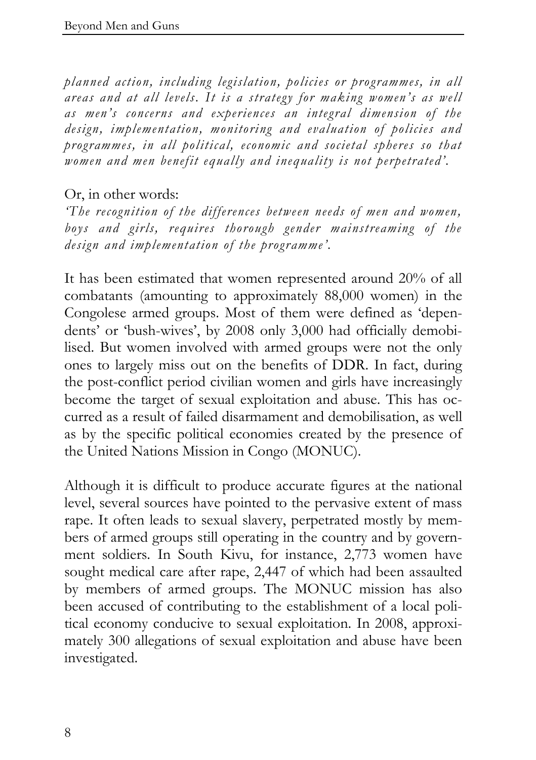*planned action, including legislation, policies or programmes, in all areas and at all levels. It is a strategy for making women's as well as men's concerns and experiences an integral dimension of the design, implementation, monitoring and evaluation of policies and programmes, in all political, economic and societal spheres so that women and men benefit equally and inequality is not perpetrated'.*

Or, in other words:
*'The recognition of the differences between needs of men and women, boys and girls, requires thorough gender mainstreaming of the design and implementation of the programme'.*

It has been estimated that women represented around 20% of all combatants (amounting to approximately 88,000 women) in the Congolese armed groups. Most of them were defined as 'dependents' or 'bush-wives', by 2008 only 3,000 had officially demobilised. But women involved with armed groups were not the only ones to largely miss out on the benefits of DDR. In fact, during the post-conflict period civilian women and girls have increasingly become the target of sexual exploitation and abuse. This has occurred as a result of failed disarmament and demobilisation, as well as by the specific political economies created by the presence of the United Nations Mission in Congo (MONUC).

Although it is difficult to produce accurate figures at the national level, several sources have pointed to the pervasive extent of mass rape. It often leads to sexual slavery, perpetrated mostly by members of armed groups still operating in the country and by government soldiers. In South Kivu, for instance, 2,773 women have sought medical care after rape, 2,447 of which had been assaulted by members of armed groups. The MONUC mission has also been accused of contributing to the establishment of a local political economy conducive to sexual exploitation. In 2008, approximately 300 allegations of sexual exploitation and abuse have been investigated.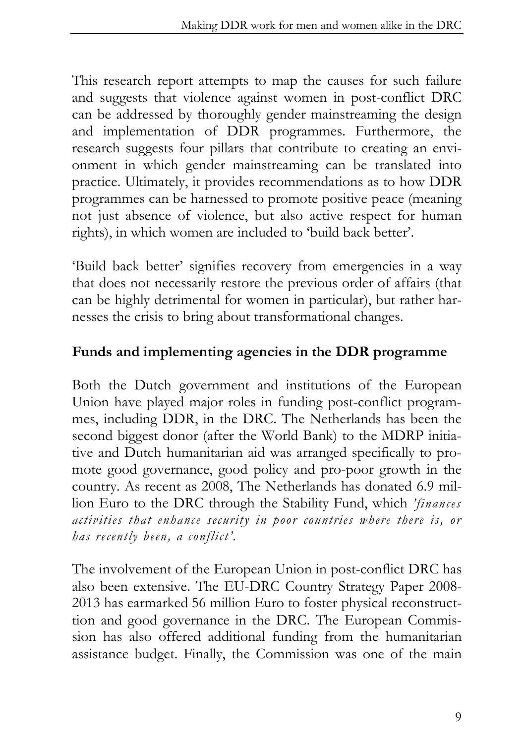This research report attempts to map the causes for such failure and suggests that violence against women in post-conflict DRC can be addressed by thoroughly gender mainstreaming the design and implementation of DDR programmes. Furthermore, the research suggests four pillars that contribute to creating an environment in which gender mainstreaming can be translated into practice. Ultimately, it provides recommendations as to how DDR programmes can be harnessed to promote positive peace (meaning not just absence of violence, but also active respect for human rights), in which women are included to 'build back better'.

'Build back better' signifies recovery from emergencies in a way that does not necessarily restore the previous order of affairs (that can be highly detrimental for women in particular), but rather harnesses the crisis to bring about transformational changes.

## Funds and implementing agencies in the DDR programme

Both the Dutch government and institutions of the European Union have played major roles in funding post-conflict programmes, including DDR, in the DRC. The Netherlands has been the second biggest donor (after the World Bank) to the MDRP initiative and Dutch humanitarian aid was arranged specifically to promote good governance, good policy and pro-poor growth in the country. As recent as 2008, The Netherlands has donated 6.9 million Euro to the DRC through the Stability Fund, which *'finances activities that enhance security in poor countries where there is, or has recently been, a conflict'*.

The involvement of the European Union in post-conflict DRC has also been extensive. The EU-DRC Country Strategy Paper 2008-2013 has earmarked 56 million Euro to foster physical reconstruction and good governance in the DRC. The European Commission has also offered additional funding from the humanitarian assistance budget. Finally, the Commission was one of the main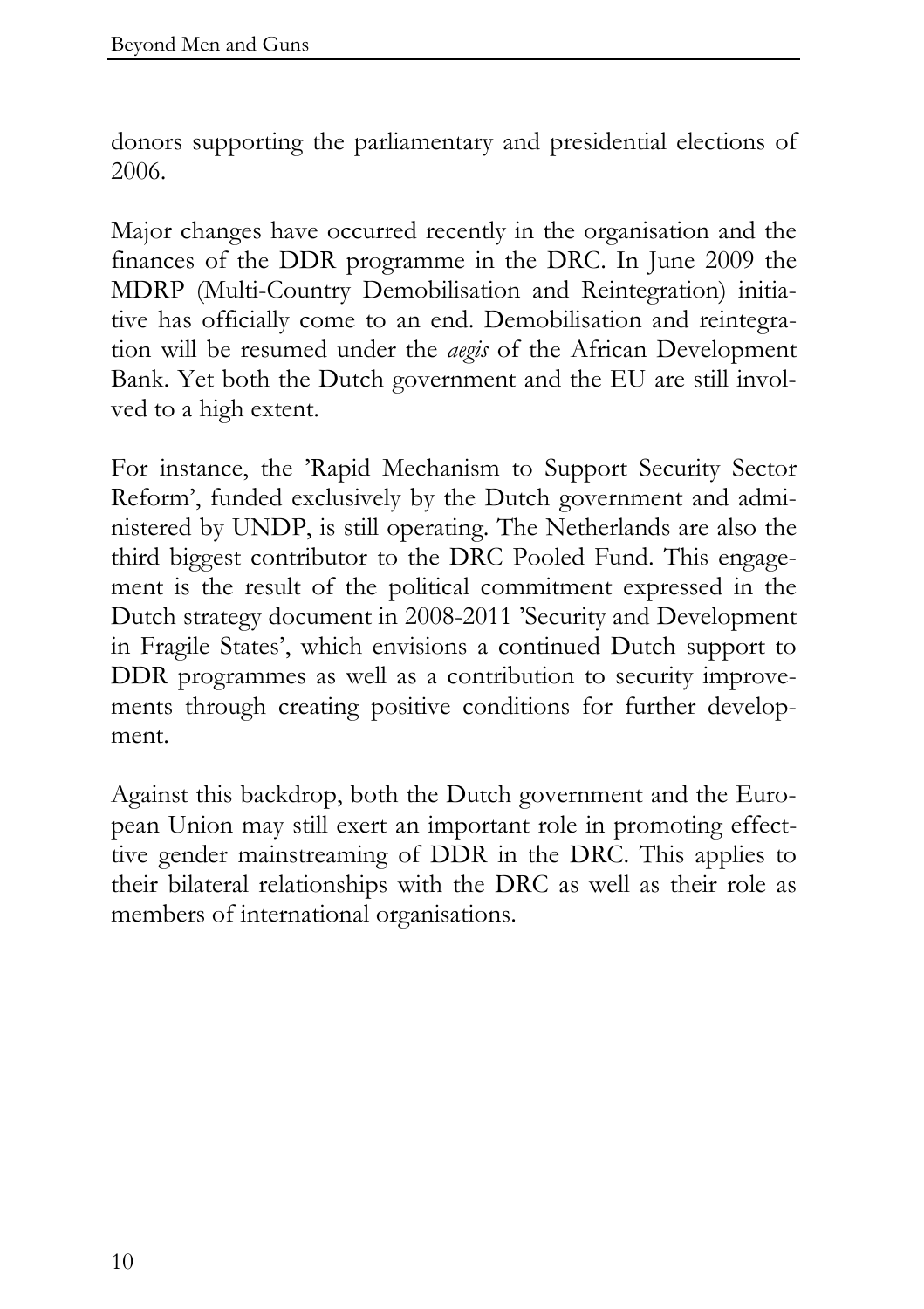donors supporting the parliamentary and presidential elections of 2006.

Major changes have occurred recently in the organisation and the finances of the DDR programme in the DRC. In June 2009 the MDRP (Multi-Country Demobilisation and Reintegration) initiative has officially come to an end. Demobilisation and reintegration will be resumed under the *aegis* of the African Development Bank. Yet both the Dutch government and the EU are still involved to a high extent.

For instance, the 'Rapid Mechanism to Support Security Sector Reform', funded exclusively by the Dutch government and administered by UNDP, is still operating. The Netherlands are also the third biggest contributor to the DRC Pooled Fund. This engagement is the result of the political commitment expressed in the Dutch strategy document in 2008-2011 'Security and Development in Fragile States', which envisions a continued Dutch support to DDR programmes as well as a contribution to security improvements through creating positive conditions for further development.

Against this backdrop, both the Dutch government and the European Union may still exert an important role in promoting effecttive gender mainstreaming of DDR in the DRC. This applies to their bilateral relationships with the DRC as well as their role as members of international organisations.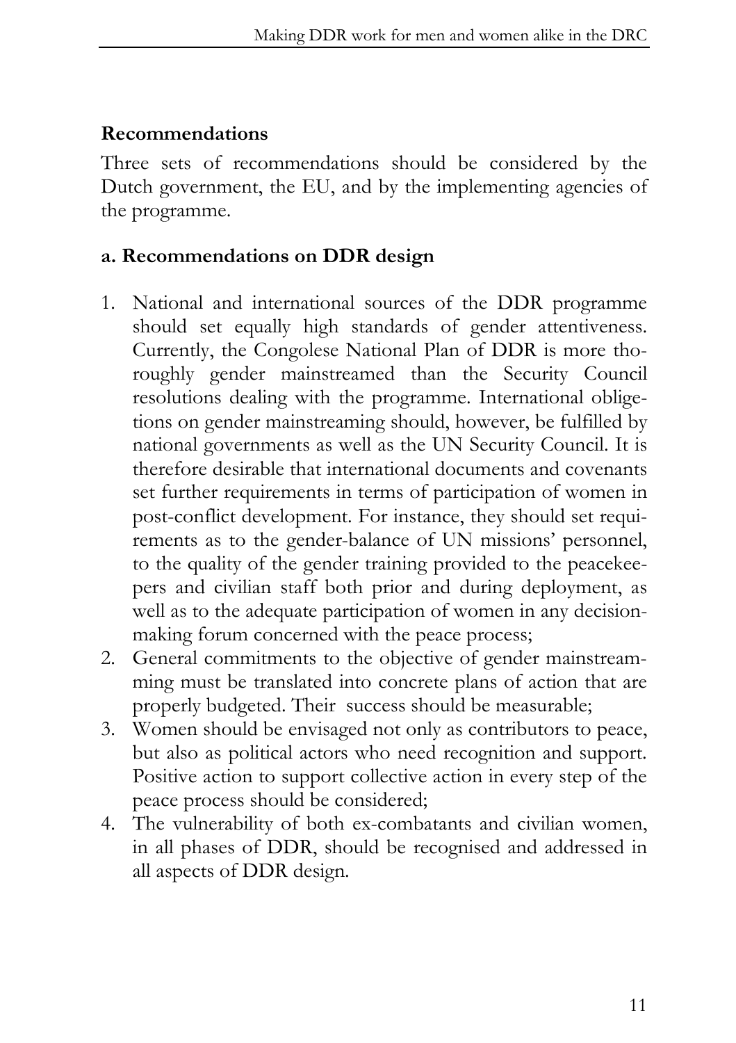## Recommendations

Three sets of recommendations should be considered by the Dutch government, the EU, and by the implementing agencies of the programme.

### a. Recommendations on DDR design

1. National and international sources of the DDR programme should set equally high standards of gender attentiveness. Currently, the Congolese National Plan of DDR is more thoroughly gender mainstreamed than the Security Council resolutions dealing with the programme. International obligetions on gender mainstreaming should, however, be fulfilled by national governments as well as the UN Security Council. It is therefore desirable that international documents and covenants set further requirements in terms of participation of women in post-conflict development. For instance, they should set requirements as to the gender-balance of UN missions' personnel, to the quality of the gender training provided to the peacekeepers and civilian staff both prior and during deployment, as well as to the adequate participation of women in any decision-making forum concerned with the peace process;
2. General commitments to the objective of gender mainstreamming must be translated into concrete plans of action that are properly budgeted. Their success should be measurable;
3. Women should be envisaged not only as contributors to peace, but also as political actors who need recognition and support. Positive action to support collective action in every step of the peace process should be considered;
4. The vulnerability of both ex-combatants and civilian women, in all phases of DDR, should be recognised and addressed in all aspects of DDR design.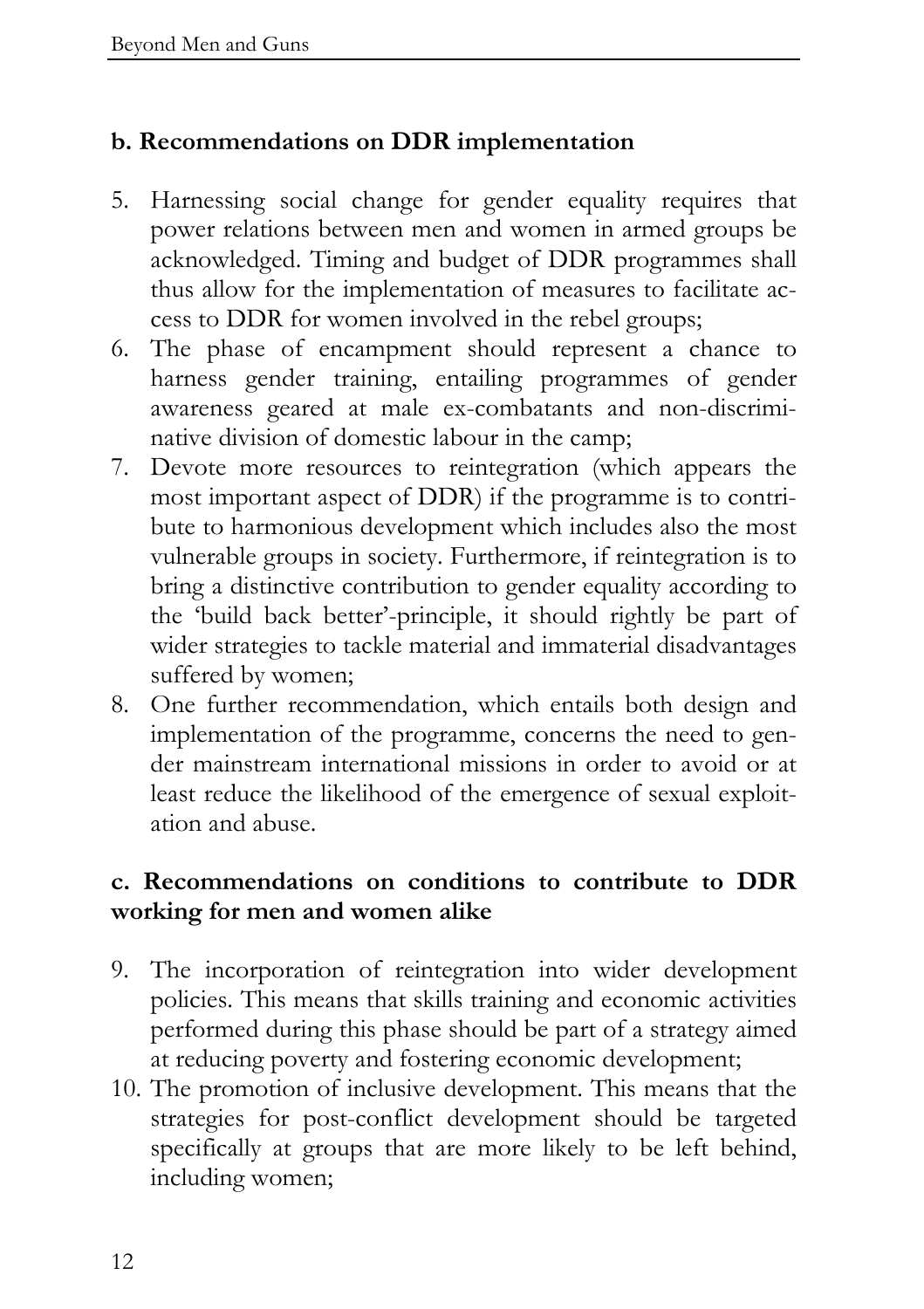### b. Recommendations on DDR implementation

5. Harnessing social change for gender equality requires that power relations between men and women in armed groups be acknowledged. Timing and budget of DDR programmes shall thus allow for the implementation of measures to facilitate access to DDR for women involved in the rebel groups;
6. The phase of encampment should represent a chance to harness gender training, entailing programmes of gender awareness geared at male ex-combatants and non-discriminative division of domestic labour in the camp;
7. Devote more resources to reintegration (which appears the most important aspect of DDR) if the programme is to contribute to harmonious development which includes also the most vulnerable groups in society. Furthermore, if reintegration is to bring a distinctive contribution to gender equality according to the 'build back better'-principle, it should rightly be part of wider strategies to tackle material and immaterial disadvantages suffered by women;
8. One further recommendation, which entails both design and implementation of the programme, concerns the need to gender mainstream international missions in order to avoid or at least reduce the likelihood of the emergence of sexual exploitation and abuse.

### c. Recommendations on conditions to contribute to DDR working for men and women alike

9. The incorporation of reintegration into wider development policies. This means that skills training and economic activities performed during this phase should be part of a strategy aimed at reducing poverty and fostering economic development;
10. The promotion of inclusive development. This means that the strategies for post-conflict development should be targeted specifically at groups that are more likely to be left behind, including women;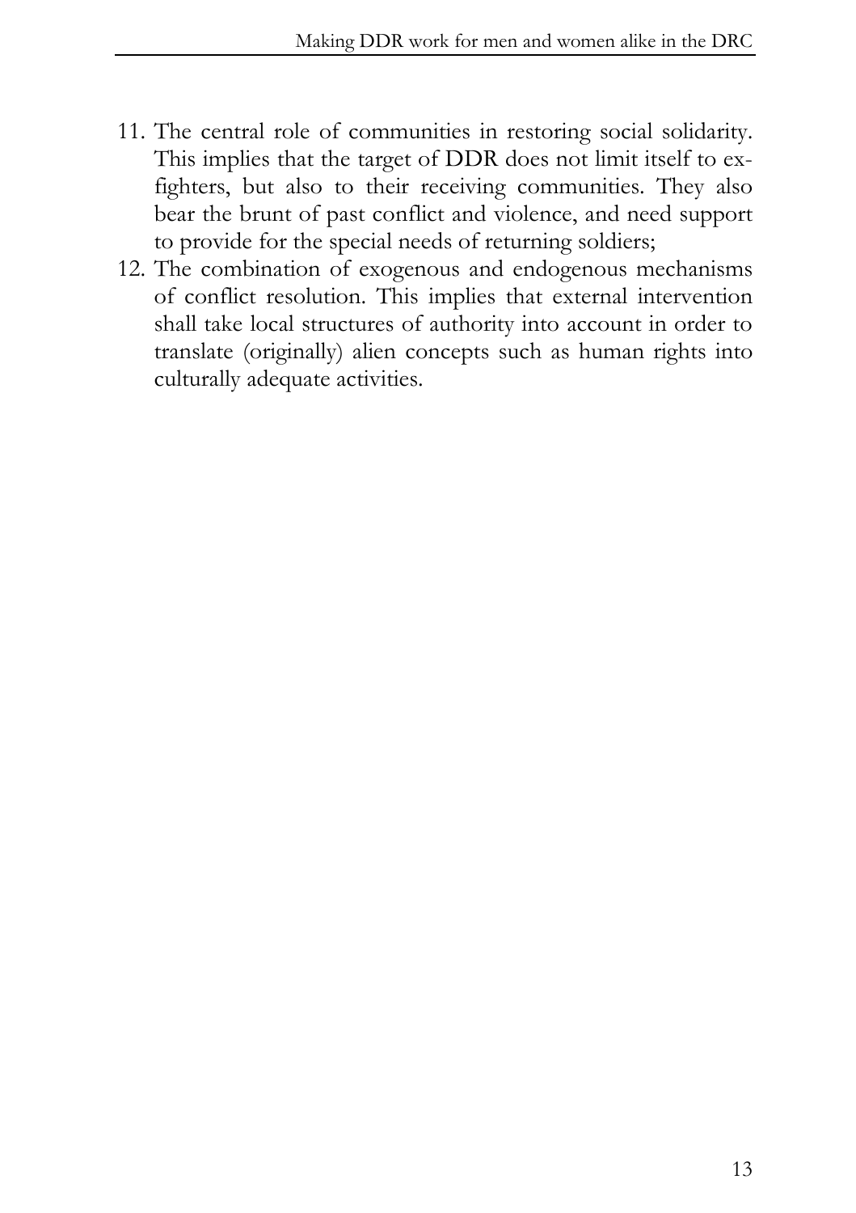11. The central role of communities in restoring social solidarity. This implies that the target of DDR does not limit itself to ex-fighters, but also to their receiving communities. They also bear the brunt of past conflict and violence, and need support to provide for the special needs of returning soldiers;
12. The combination of exogenous and endogenous mechanisms of conflict resolution. This implies that external intervention shall take local structures of authority into account in order to translate (originally) alien concepts such as human rights into culturally adequate activities.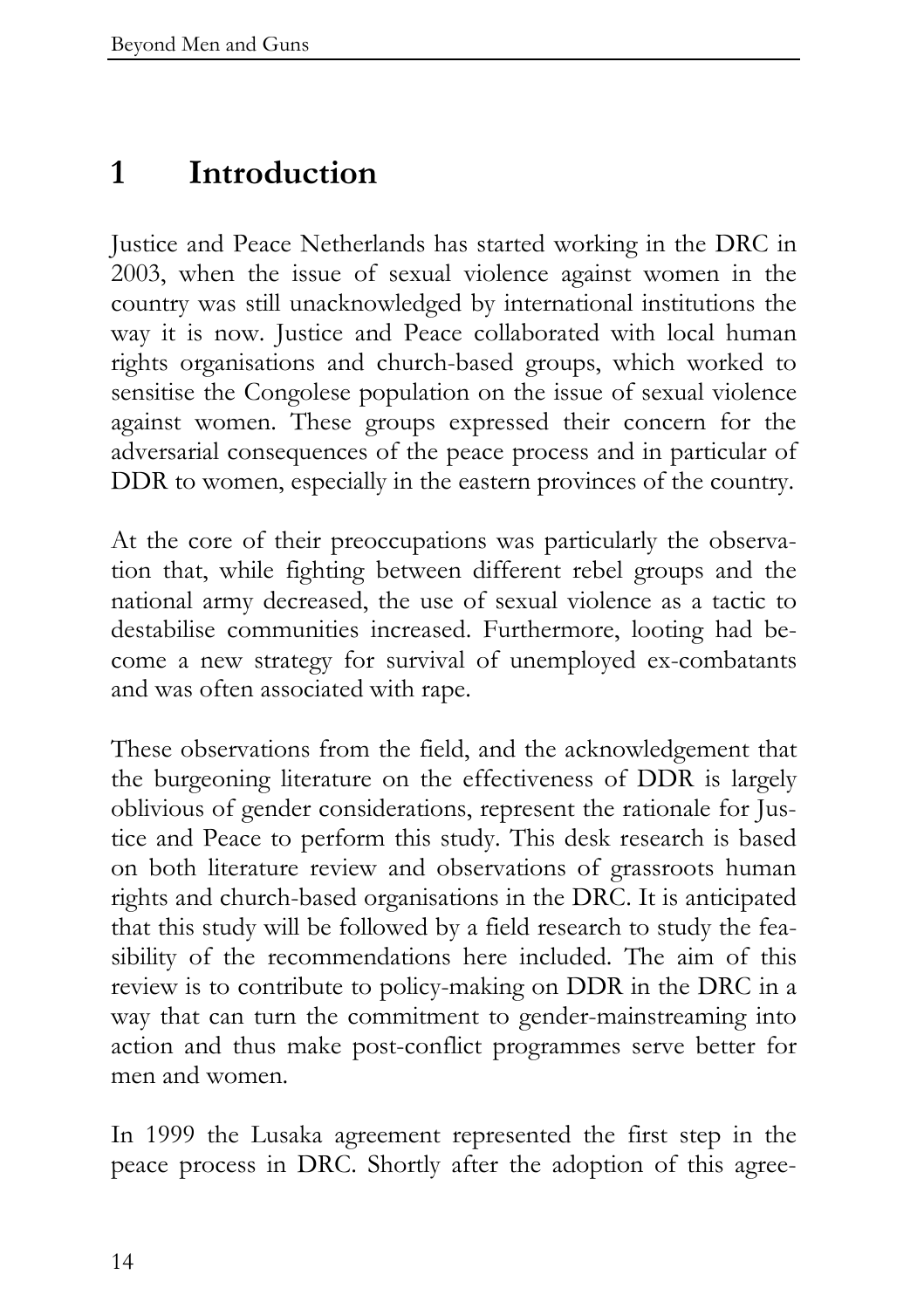# 1 Introduction

Justice and Peace Netherlands has started working in the DRC in 2003, when the issue of sexual violence against women in the country was still unacknowledged by international institutions the way it is now. Justice and Peace collaborated with local human rights organisations and church-based groups, which worked to sensitise the Congolese population on the issue of sexual violence against women. These groups expressed their concern for the adversarial consequences of the peace process and in particular of DDR to women, especially in the eastern provinces of the country.

At the core of their preoccupations was particularly the observation that, while fighting between different rebel groups and the national army decreased, the use of sexual violence as a tactic to destabilise communities increased. Furthermore, looting had become a new strategy for survival of unemployed ex-combatants and was often associated with rape.

These observations from the field, and the acknowledgement that the burgeoning literature on the effectiveness of DDR is largely oblivious of gender considerations, represent the rationale for Justice and Peace to perform this study. This desk research is based on both literature review and observations of grassroots human rights and church-based organisations in the DRC. It is anticipated that this study will be followed by a field research to study the feasibility of the recommendations here included. The aim of this review is to contribute to policy-making on DDR in the DRC in a way that can turn the commitment to gender-mainstreaming into action and thus make post-conflict programmes serve better for men and women.

In 1999 the Lusaka agreement represented the first step in the peace process in DRC. Shortly after the adoption of this agree-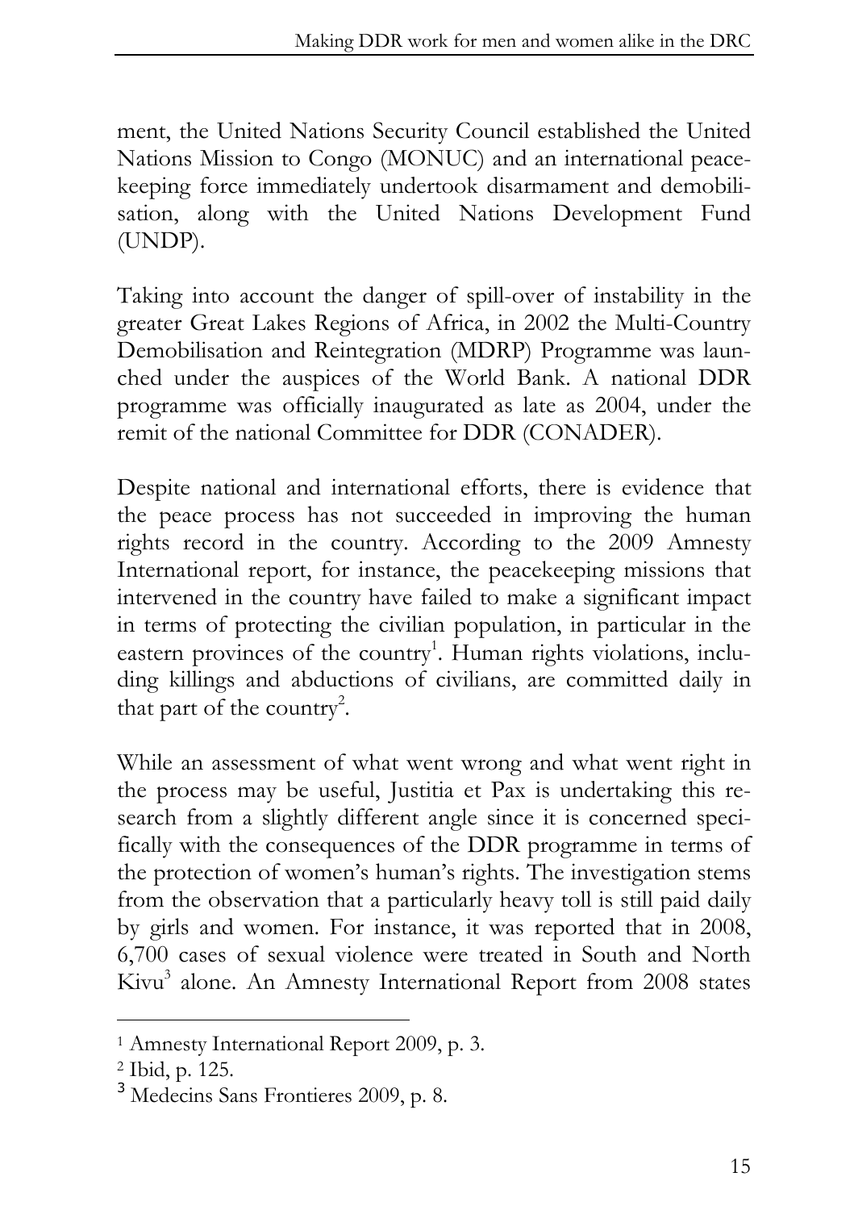ment, the United Nations Security Council established the United Nations Mission to Congo (MONUC) and an international peacekeeping force immediately undertook disarmament and demobilisation, along with the United Nations Development Fund (UNDP).

Taking into account the danger of spill-over of instability in the greater Great Lakes Regions of Africa, in 2002 the Multi-Country Demobilisation and Reintegration (MDRP) Programme was launched under the auspices of the World Bank. A national DDR programme was officially inaugurated as late as 2004, under the remit of the national Committee for DDR (CONADER).

Despite national and international efforts, there is evidence that the peace process has not succeeded in improving the human rights record in the country. According to the 2009 Amnesty International report, for instance, the peacekeeping missions that intervened in the country have failed to make a significant impact in terms of protecting the civilian population, in particular in the eastern provinces of the country[1]. Human rights violations, including killings and abductions of civilians, are committed daily in that part of the country[2].

While an assessment of what went wrong and what went right in the process may be useful, Justitia et Pax is undertaking this research from a slightly different angle since it is concerned specifically with the consequences of the DDR programme in terms of the protection of women's human's rights. The investigation stems from the observation that a particularly heavy toll is still paid daily by girls and women. For instance, it was reported that in 2008, 6,700 cases of sexual violence were treated in South and North Kivu[3] alone. An Amnesty International Report from 2008 states

---

[1] Amnesty International Report 2009, p. 3.

[2] Ibid, p. 125.

[3] Medecins Sans Frontieres 2009, p. 8.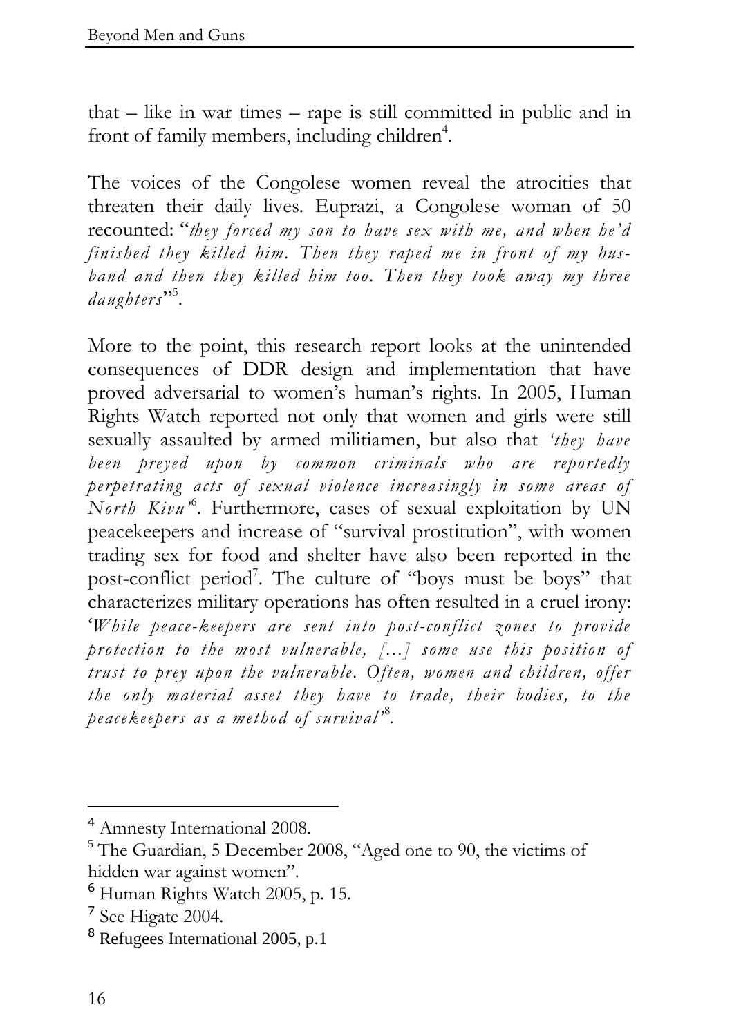that – like in war times – rape is still committed in public and in front of family members, including children[4].

The voices of the Congolese women reveal the atrocities that threaten their daily lives. Euprazi, a Congolese woman of 50 recounted: "*they forced my son to have sex with me, and when he'd finished they killed him. Then they raped me in front of my husband and then they killed him too. Then they took away my three daughters*"[5].

More to the point, this research report looks at the unintended consequences of DDR design and implementation that have proved adversarial to women's human's rights. In 2005, Human Rights Watch reported not only that women and girls were still sexually assaulted by armed militiamen, but also that *'they have been preyed upon by common criminals who are reportedly perpetrating acts of sexual violence increasingly in some areas of North Kivu'*[6]. Furthermore, cases of sexual exploitation by UN peacekeepers and increase of "survival prostitution", with women trading sex for food and shelter have also been reported in the post-conflict period[7]. The culture of "boys must be boys" that characterizes military operations has often resulted in a cruel irony: '*While peace-keepers are sent into post-conflict zones to provide protection to the most vulnerable, […] some use this position of trust to prey upon the vulnerable. Often, women and children, offer the only material asset they have to trade, their bodies, to the peacekeepers as a method of survival'*[8].

---

[4] Amnesty International 2008.

[5] The Guardian, 5 December 2008, "Aged one to 90, the victims of hidden war against women".

[6] Human Rights Watch 2005, p. 15.

[7] See Higate 2004.

[8] Refugees International 2005, p.1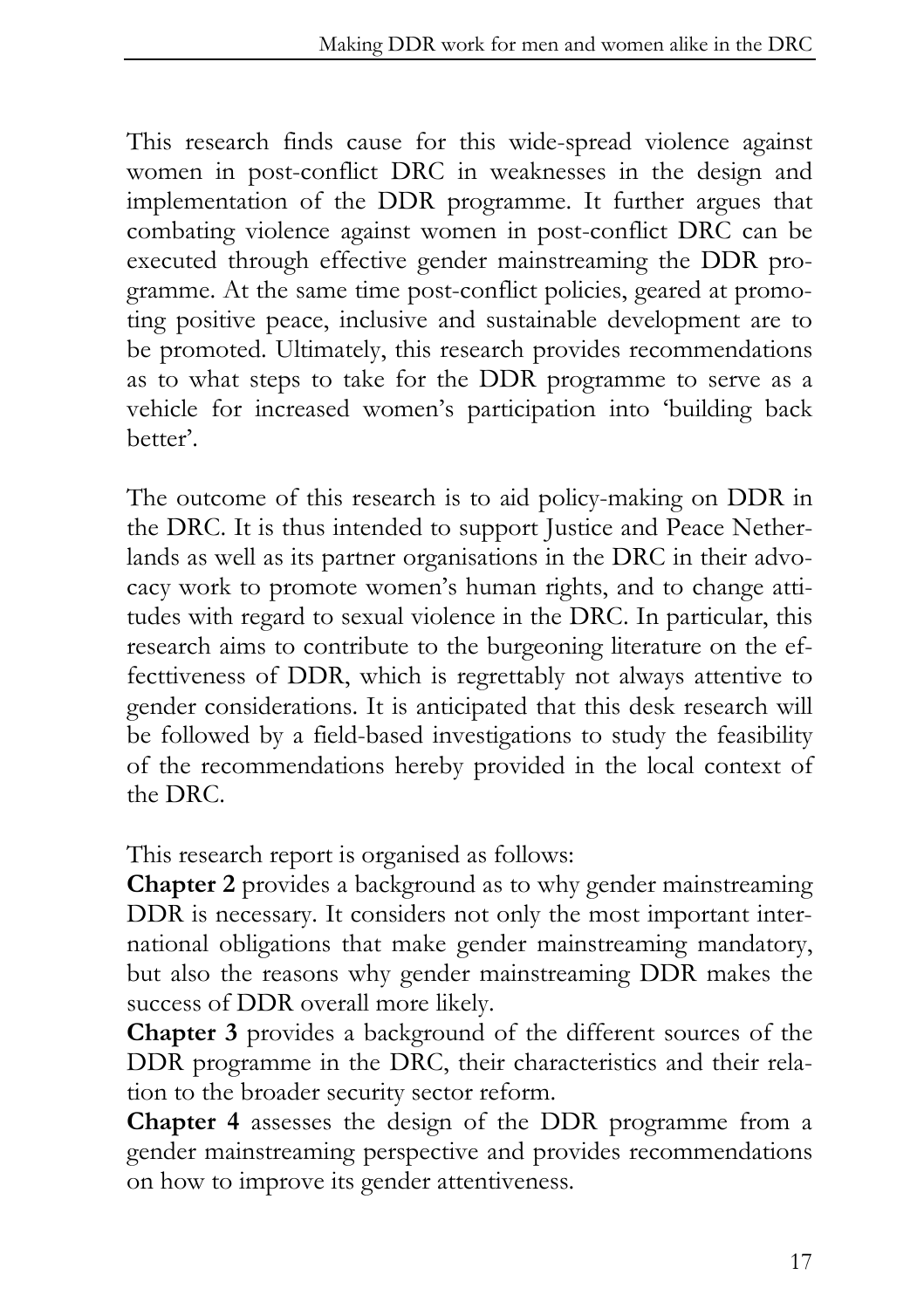This research finds cause for this wide-spread violence against women in post-conflict DRC in weaknesses in the design and implementation of the DDR programme. It further argues that combating violence against women in post-conflict DRC can be executed through effective gender mainstreaming the DDR programme. At the same time post-conflict policies, geared at promoting positive peace, inclusive and sustainable development are to be promoted. Ultimately, this research provides recommendations as to what steps to take for the DDR programme to serve as a vehicle for increased women's participation into 'building back better'.

The outcome of this research is to aid policy-making on DDR in the DRC. It is thus intended to support Justice and Peace Netherlands as well as its partner organisations in the DRC in their advocacy work to promote women's human rights, and to change attitudes with regard to sexual violence in the DRC. In particular, this research aims to contribute to the burgeoning literature on the efecttiveness of DDR, which is regrettably not always attentive to gender considerations. It is anticipated that this desk research will be followed by a field-based investigations to study the feasibility of the recommendations hereby provided in the local context of the DRC.

This research report is organised as follows:

**Chapter 2** provides a background as to why gender mainstreaming DDR is necessary. It considers not only the most important international obligations that make gender mainstreaming mandatory, but also the reasons why gender mainstreaming DDR makes the success of DDR overall more likely.

**Chapter 3** provides a background of the different sources of the DDR programme in the DRC, their characteristics and their relation to the broader security sector reform.

**Chapter 4** assesses the design of the DDR programme from a gender mainstreaming perspective and provides recommendations on how to improve its gender attentiveness.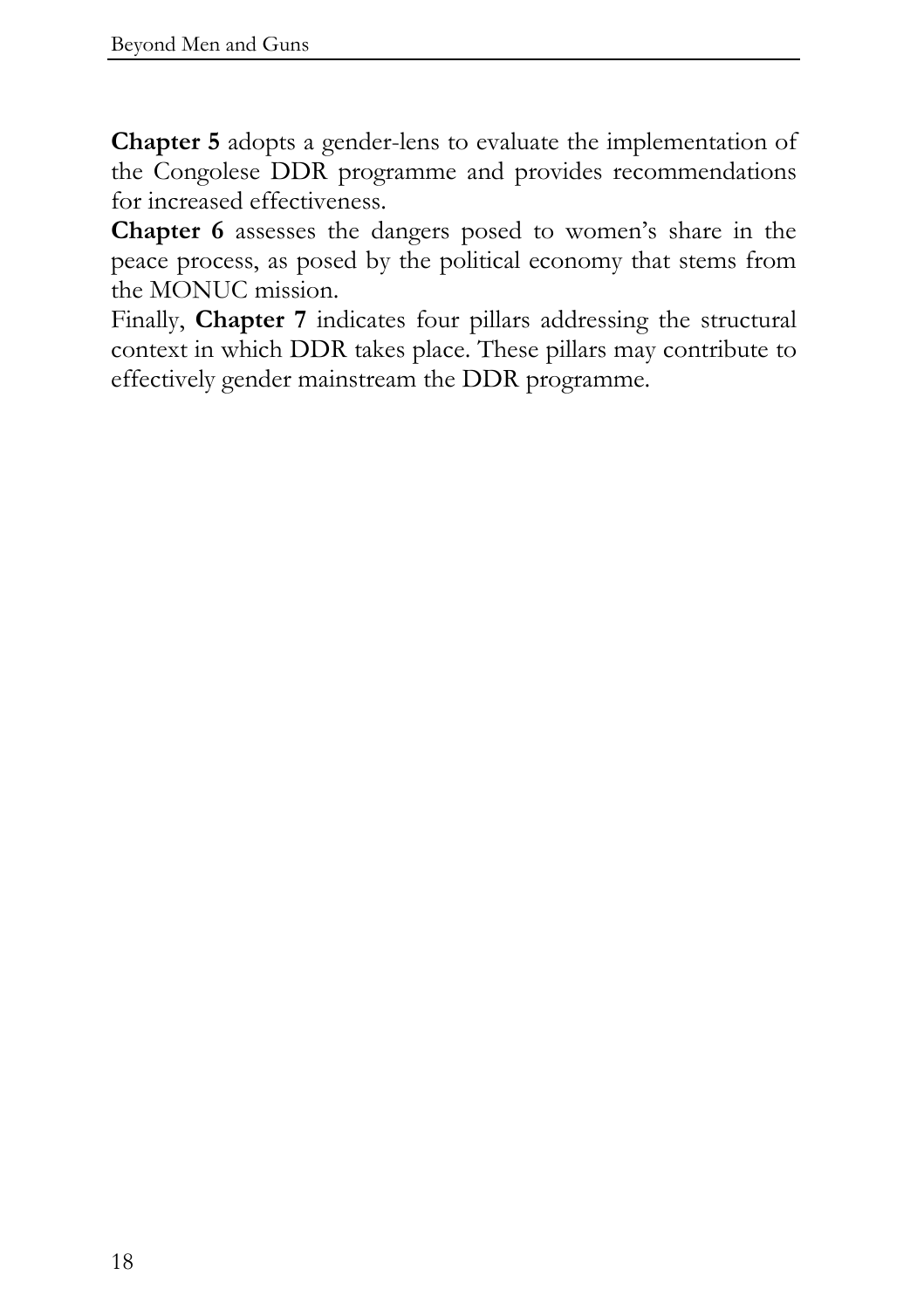**Chapter 5** adopts a gender-lens to evaluate the implementation of the Congolese DDR programme and provides recommendations for increased effectiveness.

**Chapter 6** assesses the dangers posed to women's share in the peace process, as posed by the political economy that stems from the MONUC mission.

Finally, **Chapter 7** indicates four pillars addressing the structural context in which DDR takes place. These pillars may contribute to effectively gender mainstream the DDR programme.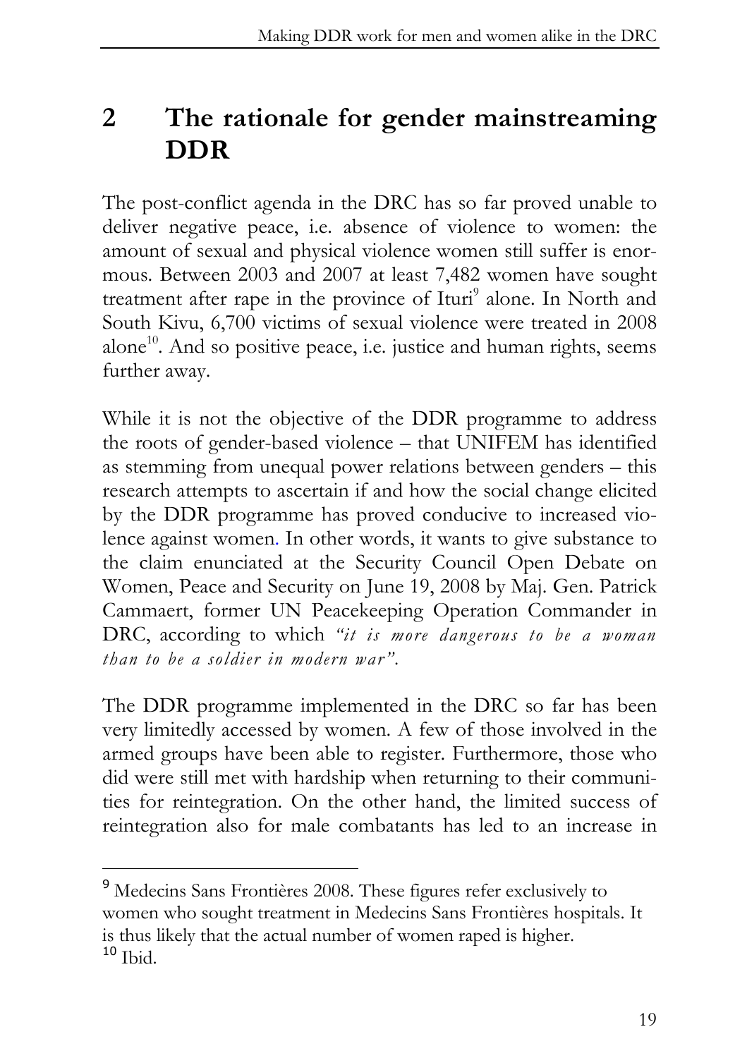## 2 The rationale for gender mainstreaming DDR

The post-conflict agenda in the DRC has so far proved unable to deliver negative peace, i.e. absence of violence to women: the amount of sexual and physical violence women still suffer is enormous. Between 2003 and 2007 at least 7,482 women have sought treatment after rape in the province of Ituri[9] alone. In North and South Kivu, 6,700 victims of sexual violence were treated in 2008 alone[10]. And so positive peace, i.e. justice and human rights, seems further away.

While it is not the objective of the DDR programme to address the roots of gender-based violence – that UNIFEM has identified as stemming from unequal power relations between genders – this research attempts to ascertain if and how the social change elicited by the DDR programme has proved conducive to increased violence against women. In other words, it wants to give substance to the claim enunciated at the Security Council Open Debate on Women, Peace and Security on June 19, 2008 by Maj. Gen. Patrick Cammaert, former UN Peacekeeping Operation Commander in DRC, according to which *"it is more dangerous to be a woman than to be a soldier in modern war"*.

The DDR programme implemented in the DRC so far has been very limitedly accessed by women. A few of those involved in the armed groups have been able to register. Furthermore, those who did were still met with hardship when returning to their communities for reintegration. On the other hand, the limited success of reintegration also for male combatants has led to an increase in

---

[9] Medecins Sans Frontières 2008. These figures refer exclusively to women who sought treatment in Medecins Sans Frontières hospitals. It is thus likely that the actual number of women raped is higher.

[10] Ibid.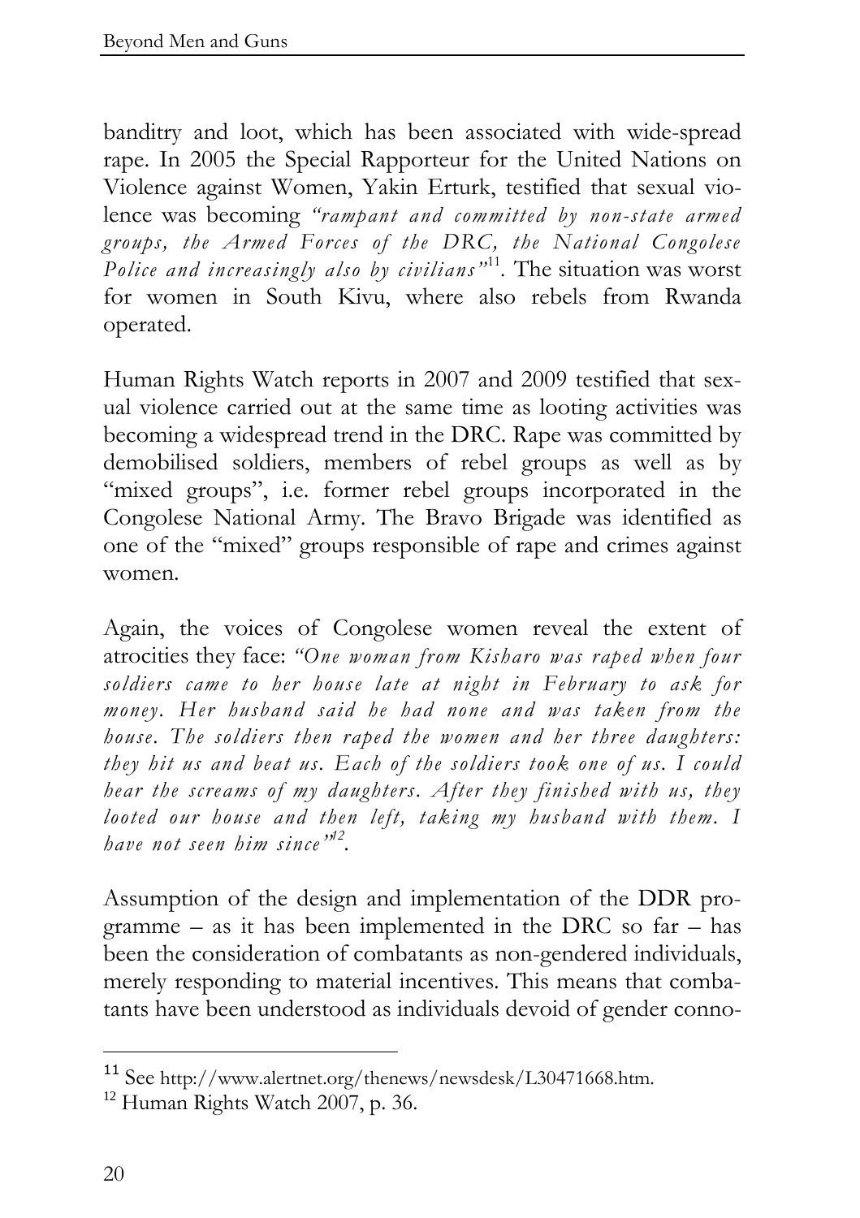banditry and loot, which has been associated with wide-spread rape. In 2005 the Special Rapporteur for the United Nations on Violence against Women, Yakin Erturk, testified that sexual violence was becoming *"rampant and committed by non-state armed groups, the Armed Forces of the DRC, the National Congolese Police and increasingly also by civilians"*[11]. The situation was worst for women in South Kivu, where also rebels from Rwanda operated.

Human Rights Watch reports in 2007 and 2009 testified that sexual violence carried out at the same time as looting activities was becoming a widespread trend in the DRC. Rape was committed by demobilised soldiers, members of rebel groups as well as by "mixed groups", i.e. former rebel groups incorporated in the Congolese National Army. The Bravo Brigade was identified as one of the "mixed" groups responsible of rape and crimes against women.

Again, the voices of Congolese women reveal the extent of atrocities they face: *"One woman from Kisharo was raped when four soldiers came to her house late at night in February to ask for money. Her husband said he had none and was taken from the house. The soldiers then raped the women and her three daughters: they hit us and beat us. Each of the soldiers took one of us. I could hear the screams of my daughters. After they finished with us, they looted our house and then left, taking my husband with them. I have not seen him since"*[12].

Assumption of the design and implementation of the DDR programme – as it has been implemented in the DRC so far – has been the consideration of combatants as non-gendered individuals, merely responding to material incentives. This means that combatants have been understood as individuals devoid of gender conno-

---

[11] See http://www.alertnet.org/thenews/newsdesk/L30471668.htm.

[12] Human Rights Watch 2007, p. 36.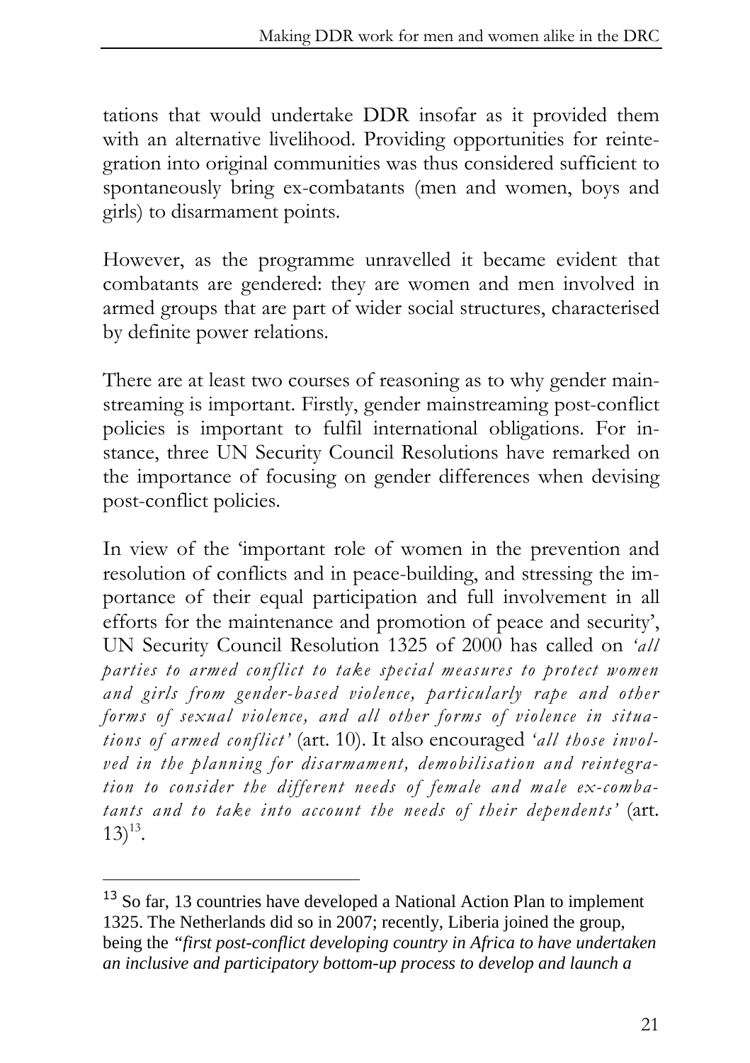tations that would undertake DDR insofar as it provided them with an alternative livelihood. Providing opportunities for reintegration into original communities was thus considered sufficient to spontaneously bring ex-combatants (men and women, boys and girls) to disarmament points.

However, as the programme unravelled it became evident that combatants are gendered: they are women and men involved in armed groups that are part of wider social structures, characterised by definite power relations.

There are at least two courses of reasoning as to why gender mainstreaming is important. Firstly, gender mainstreaming post-conflict policies is important to fulfil international obligations. For instance, three UN Security Council Resolutions have remarked on the importance of focusing on gender differences when devising post-conflict policies.

In view of the 'important role of women in the prevention and resolution of conflicts and in peace-building, and stressing the importance of their equal participation and full involvement in all efforts for the maintenance and promotion of peace and security', UN Security Council Resolution 1325 of 2000 has called on *'all parties to armed conflict to take special measures to protect women and girls from gender-based violence, particularly rape and other forms of sexual violence, and all other forms of violence in situations of armed conflict'* (art. 10). It also encouraged *'all those involved in the planning for disarmament, demobilisation and reintegration to consider the different needs of female and male ex-combatants and to take into account the needs of their dependents'* (art. 13)[13].

---

[13] So far, 13 countries have developed a National Action Plan to implement 1325. The Netherlands did so in 2007; recently, Liberia joined the group, being the *"first post-conflict developing country in Africa to have undertaken an inclusive and participatory bottom-up process to develop and launch a*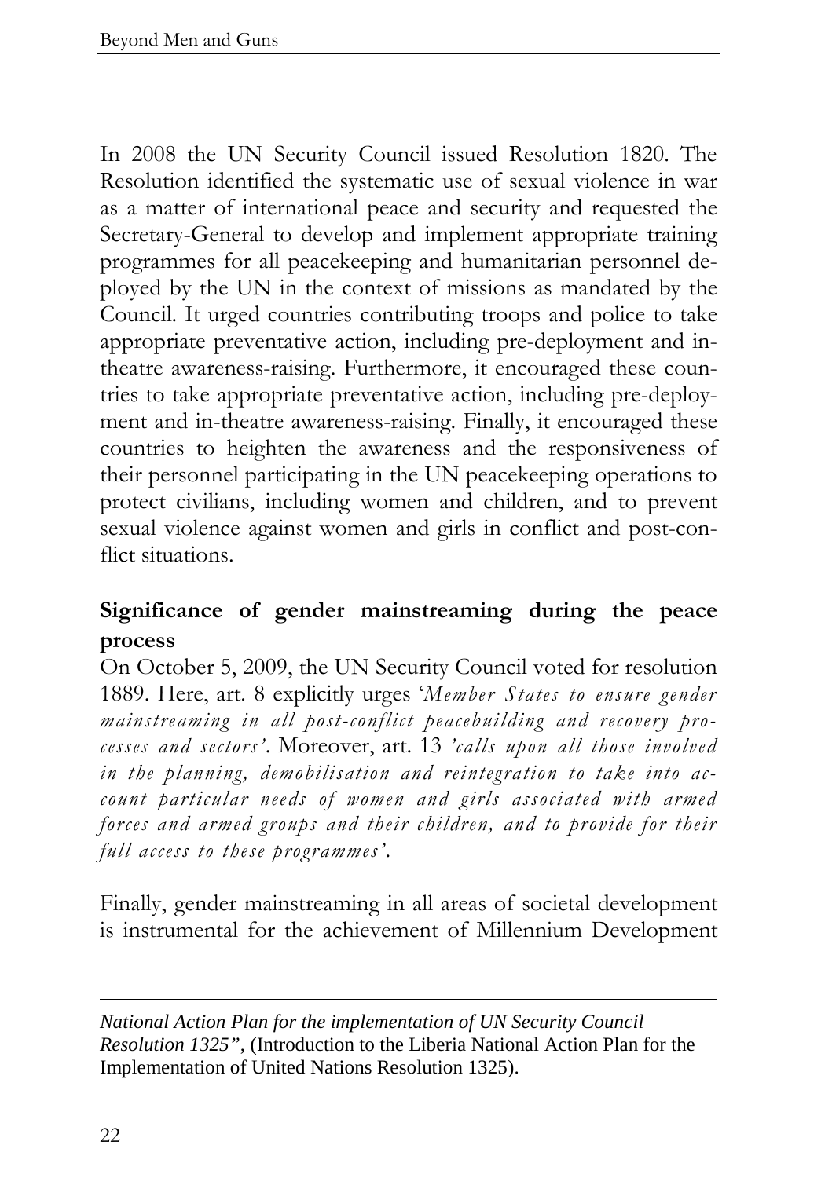In 2008 the UN Security Council issued Resolution 1820. The Resolution identified the systematic use of sexual violence in war as a matter of international peace and security and requested the Secretary-General to develop and implement appropriate training programmes for all peacekeeping and humanitarian personnel deployed by the UN in the context of missions as mandated by the Council. It urged countries contributing troops and police to take appropriate preventative action, including pre-deployment and in-theatre awareness-raising. Furthermore, it encouraged these countries to take appropriate preventative action, including pre-deployment and in-theatre awareness-raising. Finally, it encouraged these countries to heighten the awareness and the responsiveness of their personnel participating in the UN peacekeeping operations to protect civilians, including women and children, and to prevent sexual violence against women and girls in conflict and post-conflict situations.

**Significance of gender mainstreaming during the peace process**

On October 5, 2009, the UN Security Council voted for resolution 1889. Here, art. 8 explicitly urges '*Member States to ensure gender mainstreaming in all post-conflict peacebuilding and recovery processes and sectors'*. Moreover, art. 13 *'calls upon all those involved in the planning, demobilisation and reintegration to take into account particular needs of women and girls associated with armed forces and armed groups and their children, and to provide for their full access to these programmes'*.

Finally, gender mainstreaming in all areas of societal development is instrumental for the achievement of Millennium Development

---

*National Action Plan for the implementation of UN Security Council Resolution 1325"*, (Introduction to the Liberia National Action Plan for the Implementation of United Nations Resolution 1325).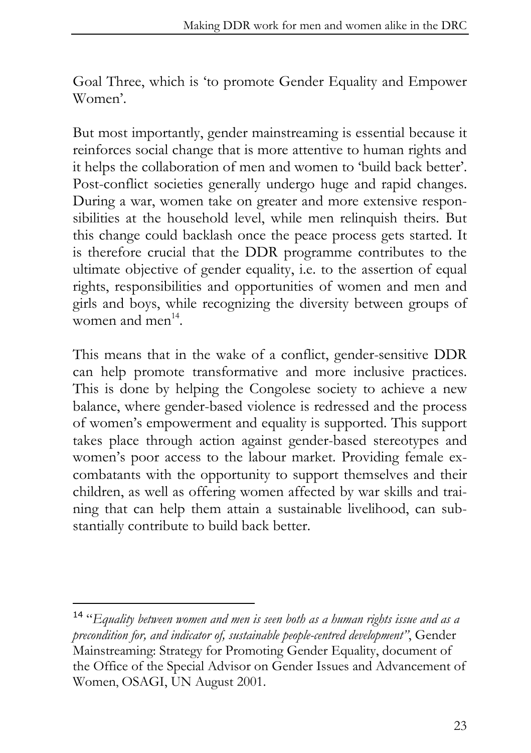Goal Three, which is 'to promote Gender Equality and Empower Women'.

But most importantly, gender mainstreaming is essential because it reinforces social change that is more attentive to human rights and it helps the collaboration of men and women to 'build back better'. Post-conflict societies generally undergo huge and rapid changes. During a war, women take on greater and more extensive responsibilities at the household level, while men relinquish theirs. But this change could backlash once the peace process gets started. It is therefore crucial that the DDR programme contributes to the ultimate objective of gender equality, i.e. to the assertion of equal rights, responsibilities and opportunities of women and men and girls and boys, while recognizing the diversity between groups of women and men[14].

This means that in the wake of a conflict, gender-sensitive DDR can help promote transformative and more inclusive practices. This is done by helping the Congolese society to achieve a new balance, where gender-based violence is redressed and the process of women's empowerment and equality is supported. This support takes place through action against gender-based stereotypes and women's poor access to the labour market. Providing female ex-combatants with the opportunity to support themselves and their children, as well as offering women affected by war skills and training that can help them attain a sustainable livelihood, can substantially contribute to build back better.

---

[14] "*Equality between women and men is seen both as a human rights issue and as a precondition for, and indicator of, sustainable people-centred development*", Gender Mainstreaming: Strategy for Promoting Gender Equality, document of the Office of the Special Advisor on Gender Issues and Advancement of Women, OSAGI, UN August 2001.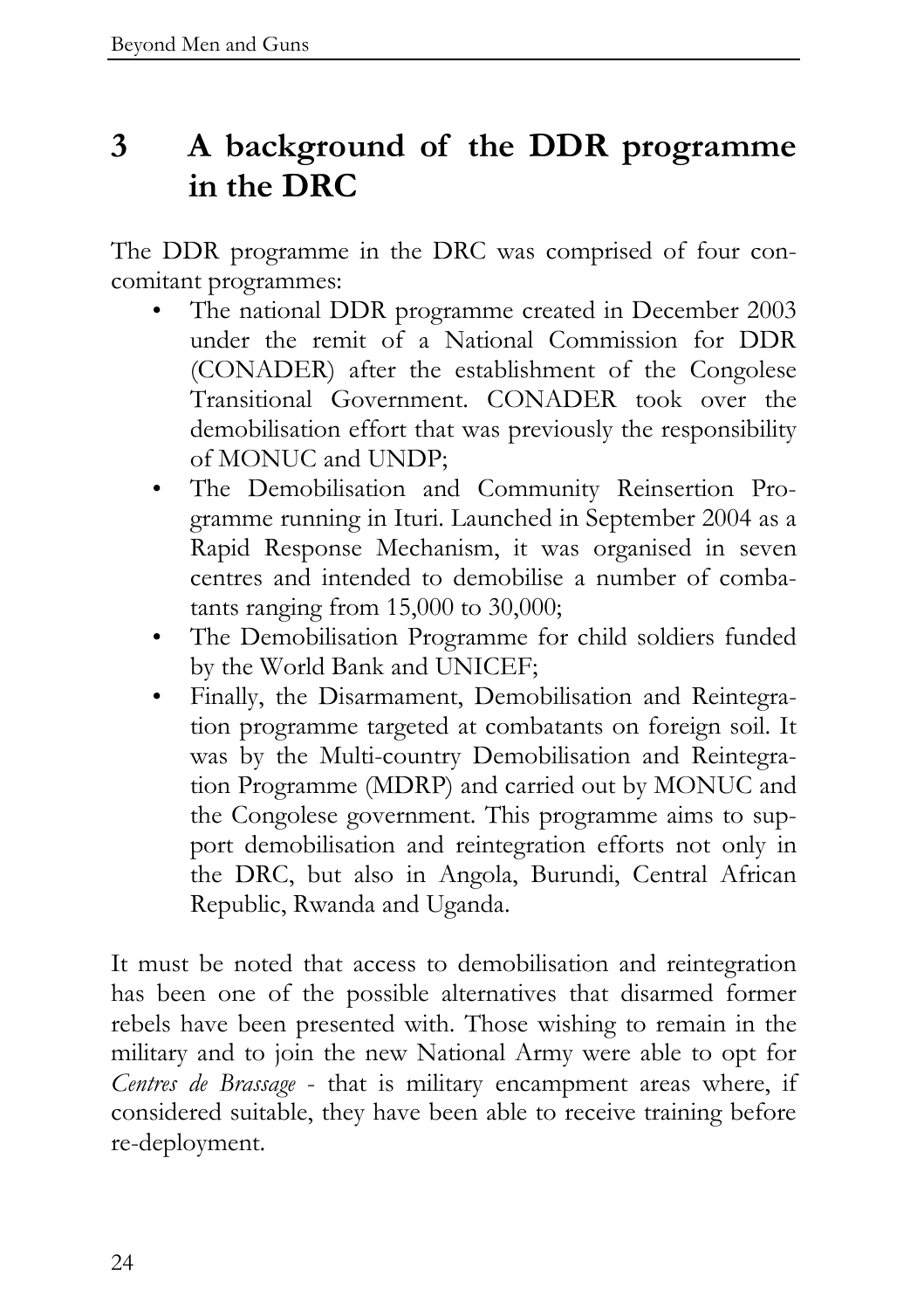# 3 A background of the DDR programme in the DRC

The DDR programme in the DRC was comprised of four concomitant programmes:

- The national DDR programme created in December 2003 under the remit of a National Commission for DDR (CONADER) after the establishment of the Congolese Transitional Government. CONADER took over the demobilisation effort that was previously the responsibility of MONUC and UNDP;
- The Demobilisation and Community Reinsertion Programme running in Ituri. Launched in September 2004 as a Rapid Response Mechanism, it was organised in seven centres and intended to demobilise a number of combatants ranging from 15,000 to 30,000;
- The Demobilisation Programme for child soldiers funded by the World Bank and UNICEF;
- Finally, the Disarmament, Demobilisation and Reintegration programme targeted at combatants on foreign soil. It was by the Multi-country Demobilisation and Reintegration Programme (MDRP) and carried out by MONUC and the Congolese government. This programme aims to support demobilisation and reintegration efforts not only in the DRC, but also in Angola, Burundi, Central African Republic, Rwanda and Uganda.

It must be noted that access to demobilisation and reintegration has been one of the possible alternatives that disarmed former rebels have been presented with. Those wishing to remain in the military and to join the new National Army were able to opt for *Centres de Brassage* - that is military encampment areas where, if considered suitable, they have been able to receive training before re-deployment.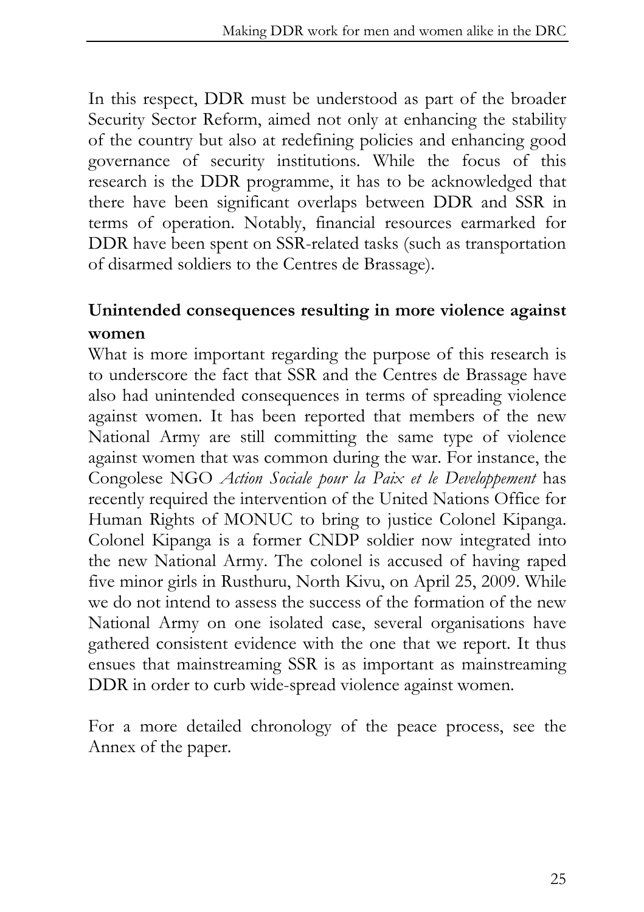In this respect, DDR must be understood as part of the broader Security Sector Reform, aimed not only at enhancing the stability of the country but also at redefining policies and enhancing good governance of security institutions. While the focus of this research is the DDR programme, it has to be acknowledged that there have been significant overlaps between DDR and SSR in terms of operation. Notably, financial resources earmarked for DDR have been spent on SSR-related tasks (such as transportation of disarmed soldiers to the Centres de Brassage).

**Unintended consequences resulting in more violence against women**

What is more important regarding the purpose of this research is to underscore the fact that SSR and the Centres de Brassage have also had unintended consequences in terms of spreading violence against women. It has been reported that members of the new National Army are still committing the same type of violence against women that was common during the war. For instance, the Congolese NGO *Action Sociale pour la Paix et le Developpement* has recently required the intervention of the United Nations Office for Human Rights of MONUC to bring to justice Colonel Kipanga. Colonel Kipanga is a former CNDP soldier now integrated into the new National Army. The colonel is accused of having raped five minor girls in Rusthuru, North Kivu, on April 25, 2009. While we do not intend to assess the success of the formation of the new National Army on one isolated case, several organisations have gathered consistent evidence with the one that we report. It thus ensues that mainstreaming SSR is as important as mainstreaming DDR in order to curb wide-spread violence against women.

For a more detailed chronology of the peace process, see the Annex of the paper.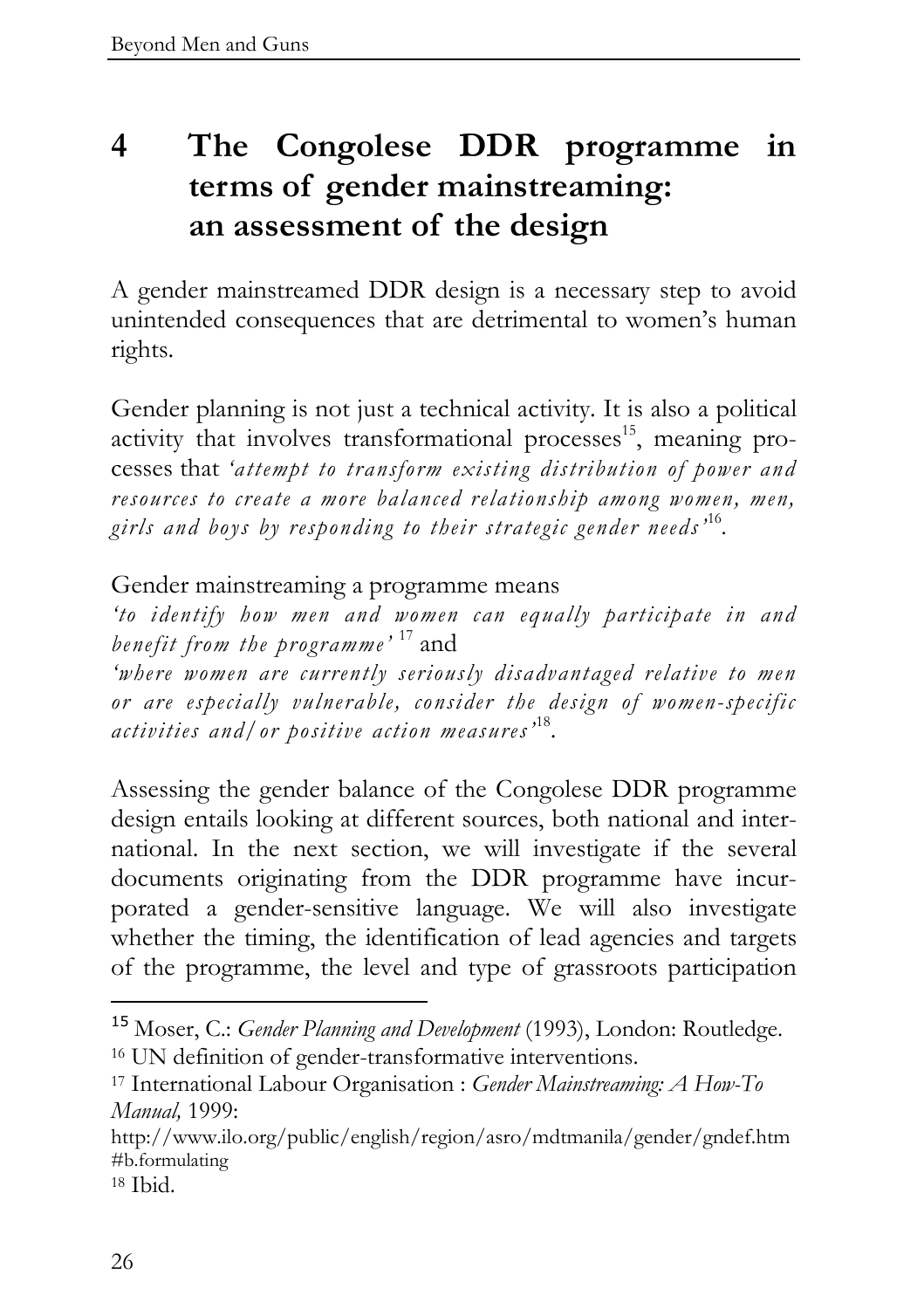# 4 The Congolese DDR programme in terms of gender mainstreaming: an assessment of the design

A gender mainstreamed DDR design is a necessary step to avoid unintended consequences that are detrimental to women's human rights.

Gender planning is not just a technical activity. It is also a political activity that involves transformational processes[15], meaning processes that *'attempt to transform existing distribution of power and resources to create a more balanced relationship among women, men, girls and boys by responding to their strategic gender needs'*[16].

Gender mainstreaming a programme means
*'to identify how men and women can equally participate in and benefit from the programme'* [17] and
*'where women are currently seriously disadvantaged relative to men or are especially vulnerable, consider the design of women-specific activities and/or positive action measures'*[18].

Assessing the gender balance of the Congolese DDR programme design entails looking at different sources, both national and international. In the next section, we will investigate if the several documents originating from the DDR programme have incurporated a gender-sensitive language. We will also investigate whether the timing, the identification of lead agencies and targets of the programme, the level and type of grassroots participation

---

[15] Moser, C.: *Gender Planning and Development* (1993), London: Routledge.
[16] UN definition of gender-transformative interventions.
[17] International Labour Organisation : *Gender Mainstreaming: A How-To Manual,* 1999:
http://www.ilo.org/public/english/region/asro/mdtmanila/gender/gndef.htm#b.formulating
[18] Ibid.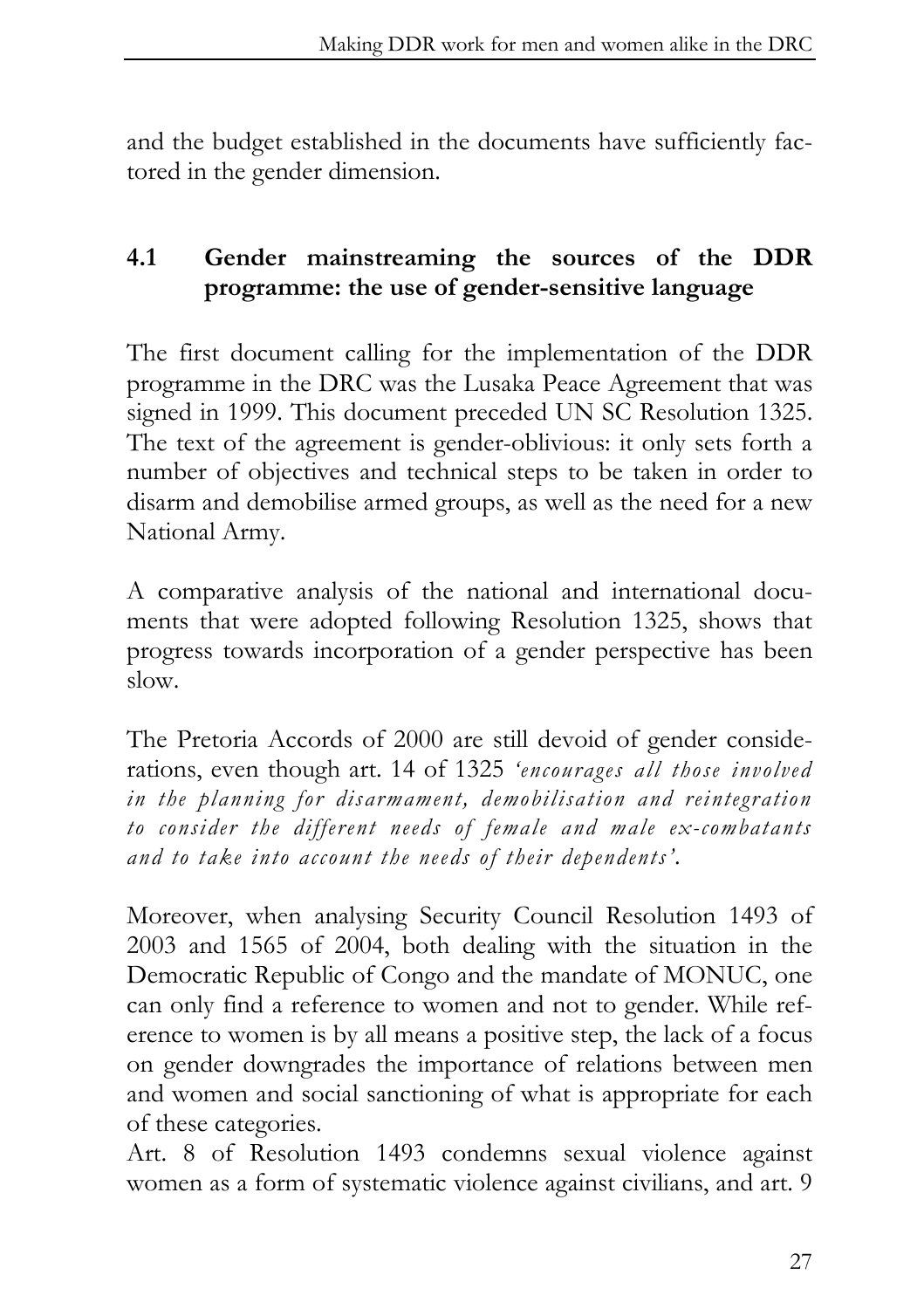and the budget established in the documents have sufficiently factored in the gender dimension.

## 4.1 Gender mainstreaming the sources of the DDR programme: the use of gender-sensitive language

The first document calling for the implementation of the DDR programme in the DRC was the Lusaka Peace Agreement that was signed in 1999. This document preceded UN SC Resolution 1325. The text of the agreement is gender-oblivious: it only sets forth a number of objectives and technical steps to be taken in order to disarm and demobilise armed groups, as well as the need for a new National Army.

A comparative analysis of the national and international documents that were adopted following Resolution 1325, shows that progress towards incorporation of a gender perspective has been slow.

The Pretoria Accords of 2000 are still devoid of gender considerations, even though art. 14 of 1325 *'encourages all those involved in the planning for disarmament, demobilisation and reintegration to consider the different needs of female and male ex-combatants and to take into account the needs of their dependents'.*

Moreover, when analysing Security Council Resolution 1493 of 2003 and 1565 of 2004, both dealing with the situation in the Democratic Republic of Congo and the mandate of MONUC, one can only find a reference to women and not to gender. While reference to women is by all means a positive step, the lack of a focus on gender downgrades the importance of relations between men and women and social sanctioning of what is appropriate for each of these categories.

Art. 8 of Resolution 1493 condemns sexual violence against women as a form of systematic violence against civilians, and art. 9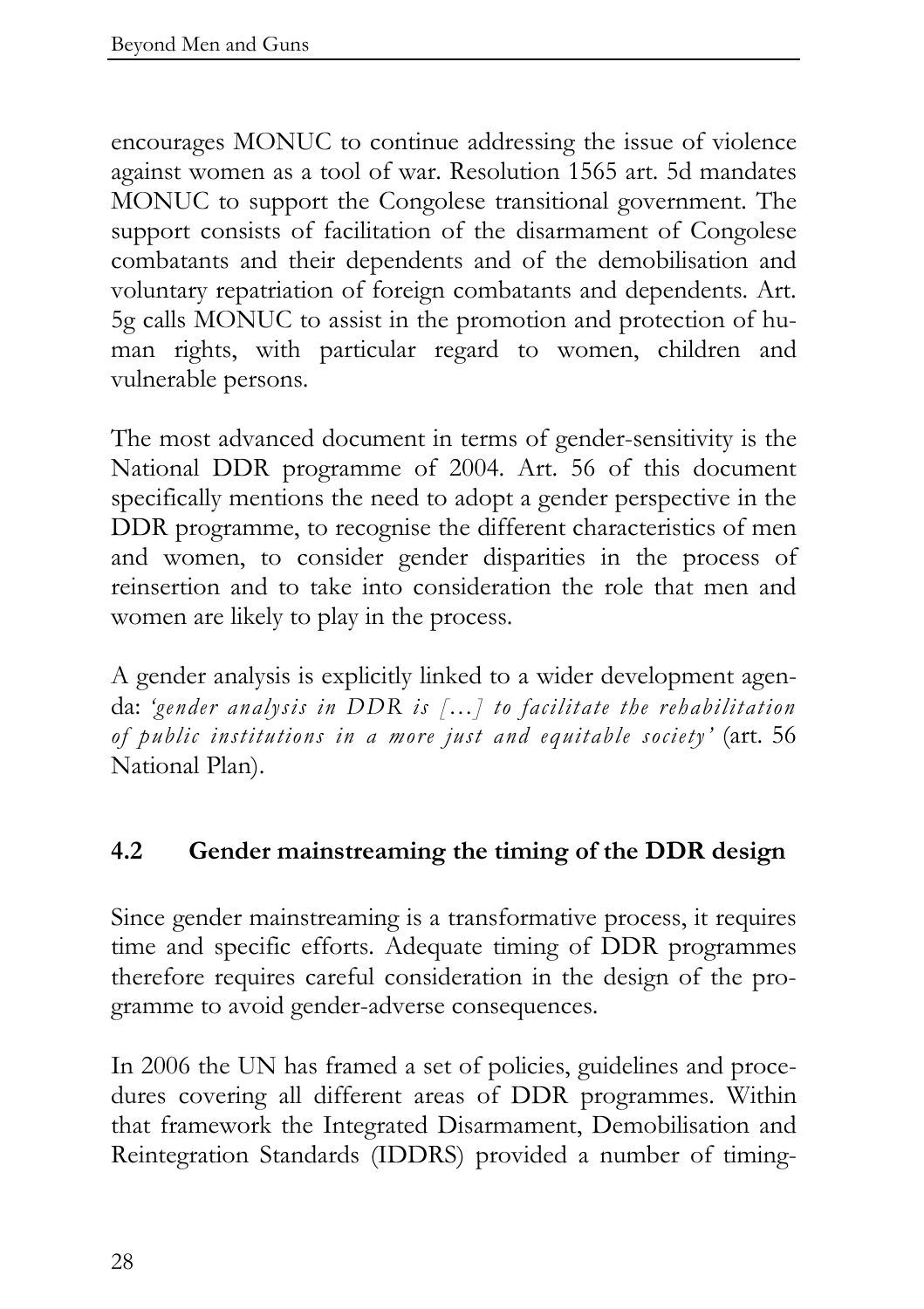encourages MONUC to continue addressing the issue of violence against women as a tool of war. Resolution 1565 art. 5d mandates MONUC to support the Congolese transitional government. The support consists of facilitation of the disarmament of Congolese combatants and their dependents and of the demobilisation and voluntary repatriation of foreign combatants and dependents. Art. 5g calls MONUC to assist in the promotion and protection of human rights, with particular regard to women, children and vulnerable persons.

The most advanced document in terms of gender-sensitivity is the National DDR programme of 2004. Art. 56 of this document specifically mentions the need to adopt a gender perspective in the DDR programme, to recognise the different characteristics of men and women, to consider gender disparities in the process of reinsertion and to take into consideration the role that men and women are likely to play in the process.

A gender analysis is explicitly linked to a wider development agenda: *'gender analysis in DDR is […] to facilitate the rehabilitation of public institutions in a more just and equitable society'* (art. 56 National Plan).

## 4.2 Gender mainstreaming the timing of the DDR design

Since gender mainstreaming is a transformative process, it requires time and specific efforts. Adequate timing of DDR programmes therefore requires careful consideration in the design of the programme to avoid gender-adverse consequences.

In 2006 the UN has framed a set of policies, guidelines and procedures covering all different areas of DDR programmes. Within that framework the Integrated Disarmament, Demobilisation and Reintegration Standards (IDDRS) provided a number of timing-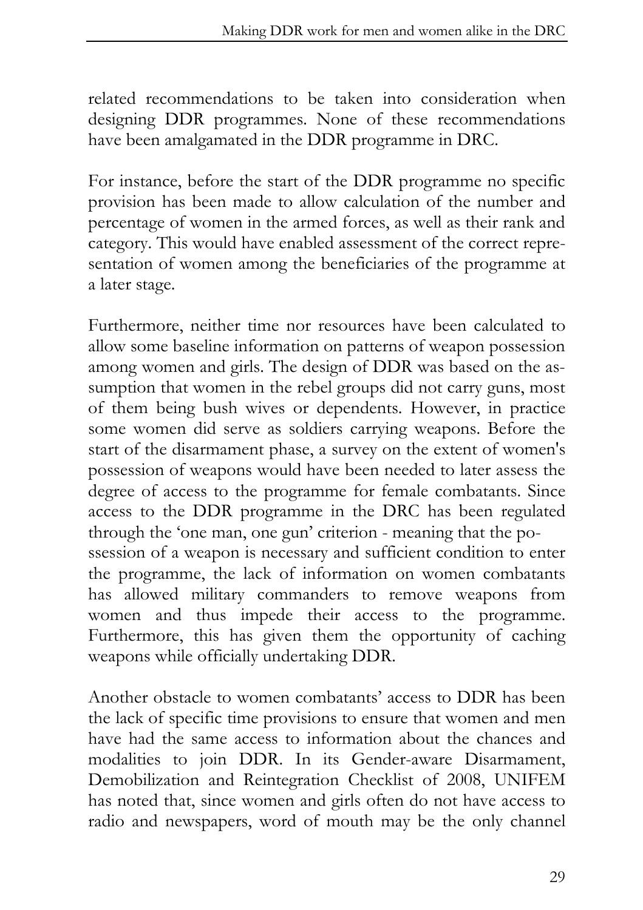related recommendations to be taken into consideration when designing DDR programmes. None of these recommendations have been amalgamated in the DDR programme in DRC.

For instance, before the start of the DDR programme no specific provision has been made to allow calculation of the number and percentage of women in the armed forces, as well as their rank and category. This would have enabled assessment of the correct representation of women among the beneficiaries of the programme at a later stage.

Furthermore, neither time nor resources have been calculated to allow some baseline information on patterns of weapon possession among women and girls. The design of DDR was based on the assumption that women in the rebel groups did not carry guns, most of them being bush wives or dependents. However, in practice some women did serve as soldiers carrying weapons. Before the start of the disarmament phase, a survey on the extent of women's possession of weapons would have been needed to later assess the degree of access to the programme for female combatants. Since access to the DDR programme in the DRC has been regulated through the 'one man, one gun' criterion - meaning that the possession of a weapon is necessary and sufficient condition to enter the programme, the lack of information on women combatants has allowed military commanders to remove weapons from women and thus impede their access to the programme. Furthermore, this has given them the opportunity of caching weapons while officially undertaking DDR.

Another obstacle to women combatants' access to DDR has been the lack of specific time provisions to ensure that women and men have had the same access to information about the chances and modalities to join DDR. In its Gender-aware Disarmament, Demobilization and Reintegration Checklist of 2008, UNIFEM has noted that, since women and girls often do not have access to radio and newspapers, word of mouth may be the only channel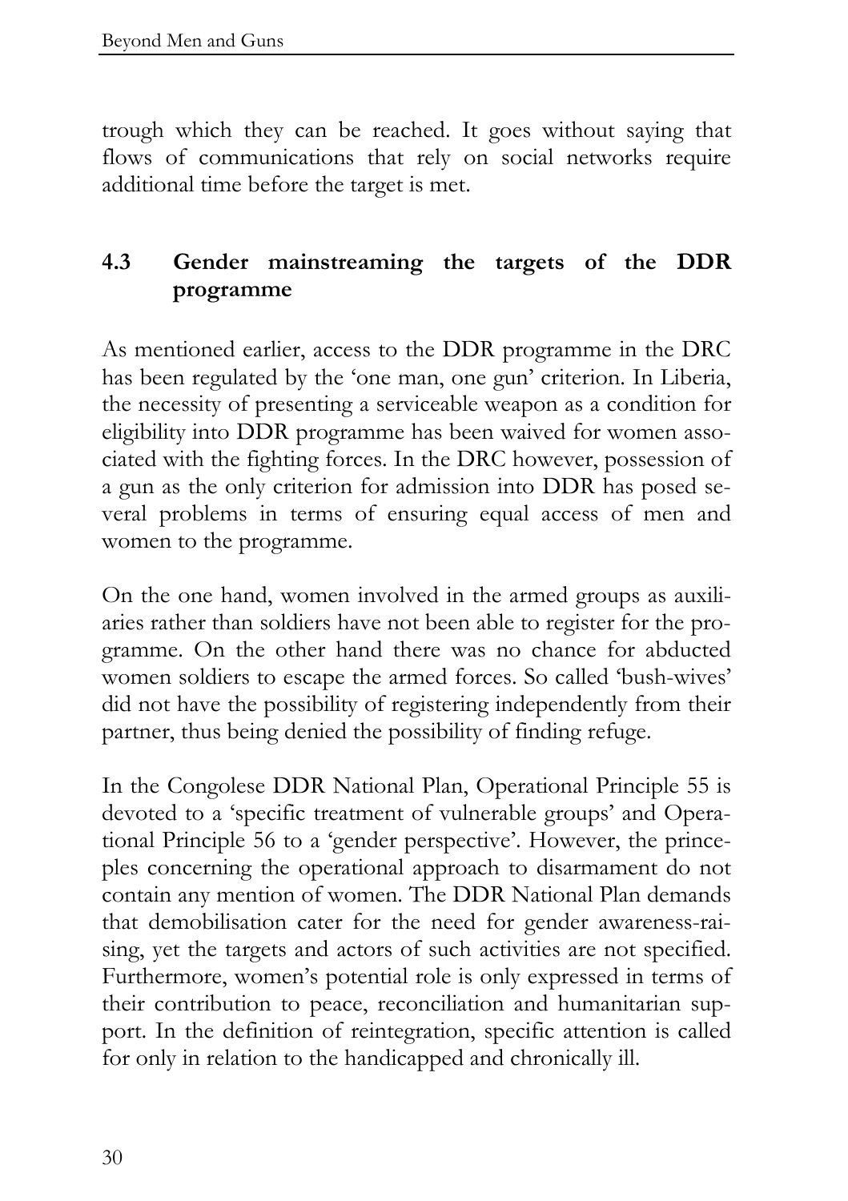trough which they can be reached. It goes without saying that flows of communications that rely on social networks require additional time before the target is met.

### 4.3 Gender mainstreaming the targets of the DDR programme

As mentioned earlier, access to the DDR programme in the DRC has been regulated by the 'one man, one gun' criterion. In Liberia, the necessity of presenting a serviceable weapon as a condition for eligibility into DDR programme has been waived for women associated with the fighting forces. In the DRC however, possession of a gun as the only criterion for admission into DDR has posed several problems in terms of ensuring equal access of men and women to the programme.

On the one hand, women involved in the armed groups as auxiliaries rather than soldiers have not been able to register for the programme. On the other hand there was no chance for abducted women soldiers to escape the armed forces. So called 'bush-wives' did not have the possibility of registering independently from their partner, thus being denied the possibility of finding refuge.

In the Congolese DDR National Plan, Operational Principle 55 is devoted to a 'specific treatment of vulnerable groups' and Operational Principle 56 to a 'gender perspective'. However, the princeples concerning the operational approach to disarmament do not contain any mention of women. The DDR National Plan demands that demobilisation cater for the need for gender awareness-raising, yet the targets and actors of such activities are not specified. Furthermore, women's potential role is only expressed in terms of their contribution to peace, reconciliation and humanitarian support. In the definition of reintegration, specific attention is called for only in relation to the handicapped and chronically ill.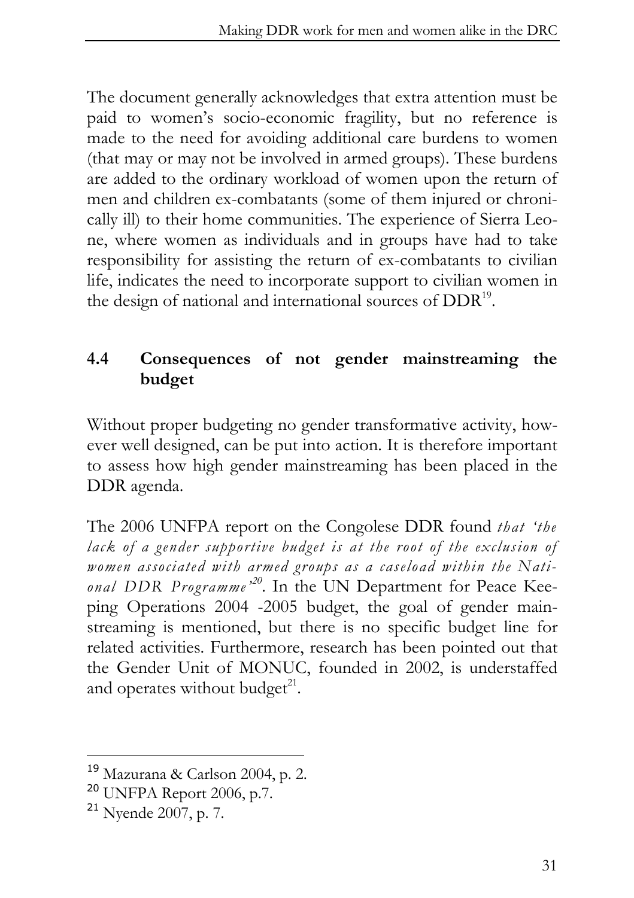The document generally acknowledges that extra attention must be paid to women's socio-economic fragility, but no reference is made to the need for avoiding additional care burdens to women (that may or may not be involved in armed groups). These burdens are added to the ordinary workload of women upon the return of men and children ex-combatants (some of them injured or chronically ill) to their home communities. The experience of Sierra Leone, where women as individuals and in groups have had to take responsibility for assisting the return of ex-combatants to civilian life, indicates the need to incorporate support to civilian women in the design of national and international sources of DDR[19].

## 4.4 Consequences of not gender mainstreaming the budget

Without proper budgeting no gender transformative activity, however well designed, can be put into action. It is therefore important to assess how high gender mainstreaming has been placed in the DDR agenda.

The 2006 UNFPA report on the Congolese DDR found *that 'the lack of a gender supportive budget is at the root of the exclusion of women associated with armed groups as a caseload within the National DDR Programme'*[20]. In the UN Department for Peace Keeping Operations 2004 -2005 budget, the goal of gender mainstreaming is mentioned, but there is no specific budget line for related activities. Furthermore, research has been pointed out that the Gender Unit of MONUC, founded in 2002, is understaffed and operates without budget[21].

---

[19] Mazurana & Carlson 2004, p. 2.

[20] UNFPA Report 2006, p.7.

[21] Nyende 2007, p. 7.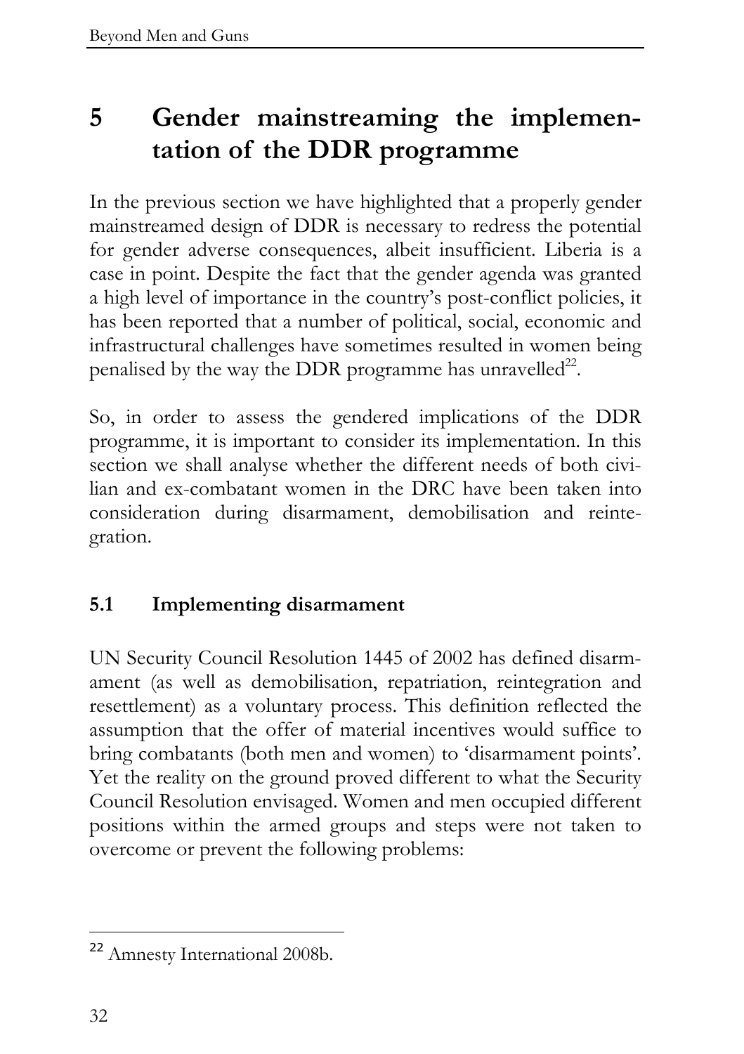# 5 Gender mainstreaming the implementation of the DDR programme

In the previous section we have highlighted that a properly gender mainstreamed design of DDR is necessary to redress the potential for gender adverse consequences, albeit insufficient. Liberia is a case in point. Despite the fact that the gender agenda was granted a high level of importance in the country's post-conflict policies, it has been reported that a number of political, social, economic and infrastructural challenges have sometimes resulted in women being penalised by the way the DDR programme has unravelled[22].

So, in order to assess the gendered implications of the DDR programme, it is important to consider its implementation. In this section we shall analyse whether the different needs of both civilian and ex-combatant women in the DRC have been taken into consideration during disarmament, demobilisation and reintegration.

## 5.1 Implementing disarmament

UN Security Council Resolution 1445 of 2002 has defined disarmament (as well as demobilisation, repatriation, reintegration and resettlement) as a voluntary process. This definition reflected the assumption that the offer of material incentives would suffice to bring combatants (both men and women) to 'disarmament points'. Yet the reality on the ground proved different to what the Security Council Resolution envisaged. Women and men occupied different positions within the armed groups and steps were not taken to overcome or prevent the following problems:

---

[22] Amnesty International 2008b.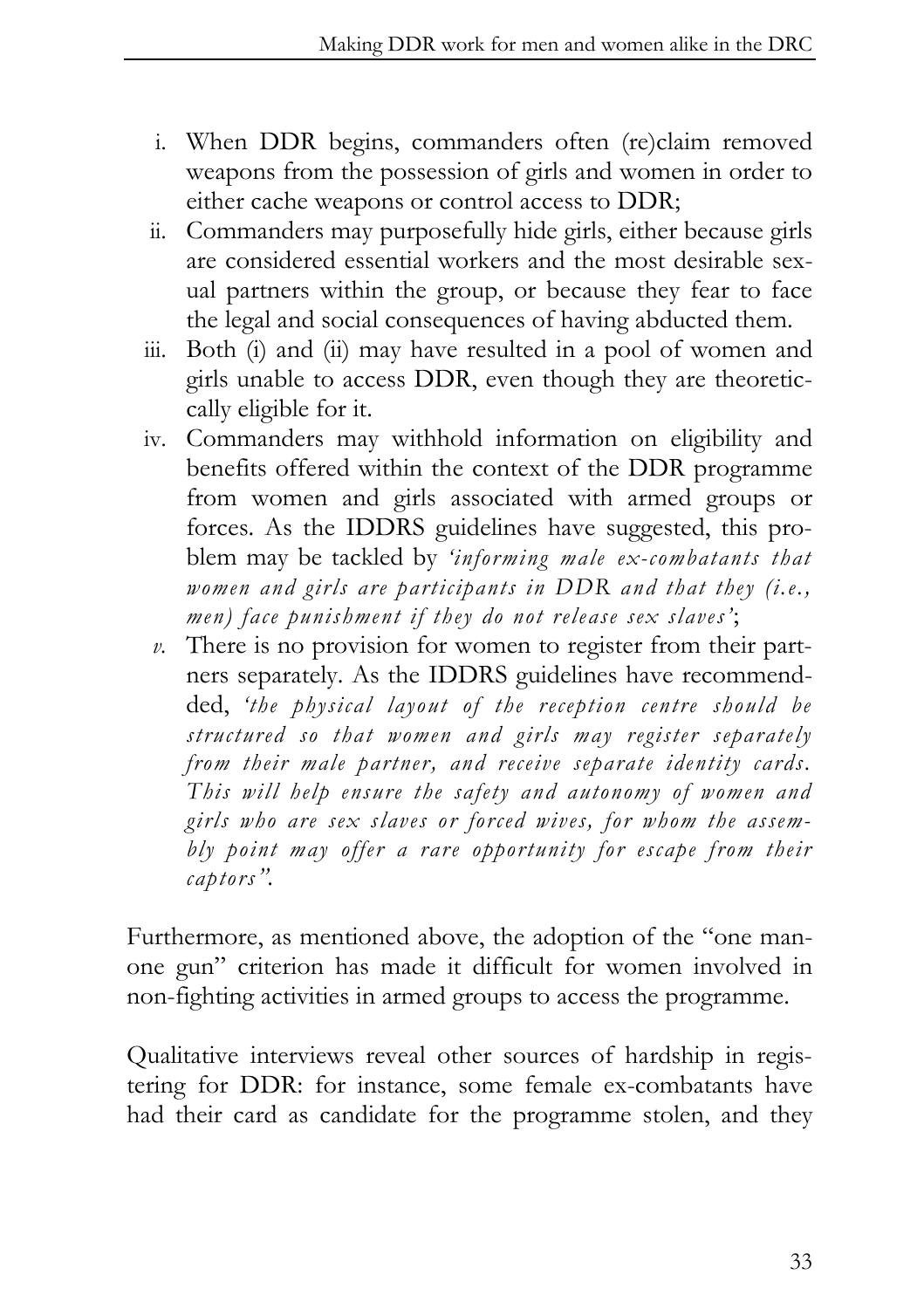i. When DDR begins, commanders often (re)claim removed weapons from the possession of girls and women in order to either cache weapons or control access to DDR;
ii. Commanders may purposefully hide girls, either because girls are considered essential workers and the most desirable sexual partners within the group, or because they fear to face the legal and social consequences of having abducted them.
iii. Both (i) and (ii) may have resulted in a pool of women and girls unable to access DDR, even though they are theoretically eligible for it.
iv. Commanders may withhold information on eligibility and benefits offered within the context of the DDR programme from women and girls associated with armed groups or forces. As the IDDRS guidelines have suggested, this problem may be tackled by *'informing male ex-combatants that women and girls are participants in DDR and that they (i.e., men) face punishment if they do not release sex slaves'*;
*v.* There is no provision for women to register from their partners separately. As the IDDRS guidelines have recommended, *'the physical layout of the reception centre should be structured so that women and girls may register separately from their male partner, and receive separate identity cards. This will help ensure the safety and autonomy of women and girls who are sex slaves or forced wives, for whom the assembly point may offer a rare opportunity for escape from their captors"*.

Furthermore, as mentioned above, the adoption of the "one man-one gun" criterion has made it difficult for women involved in non-fighting activities in armed groups to access the programme.

Qualitative interviews reveal other sources of hardship in registering for DDR: for instance, some female ex-combatants have had their card as candidate for the programme stolen, and they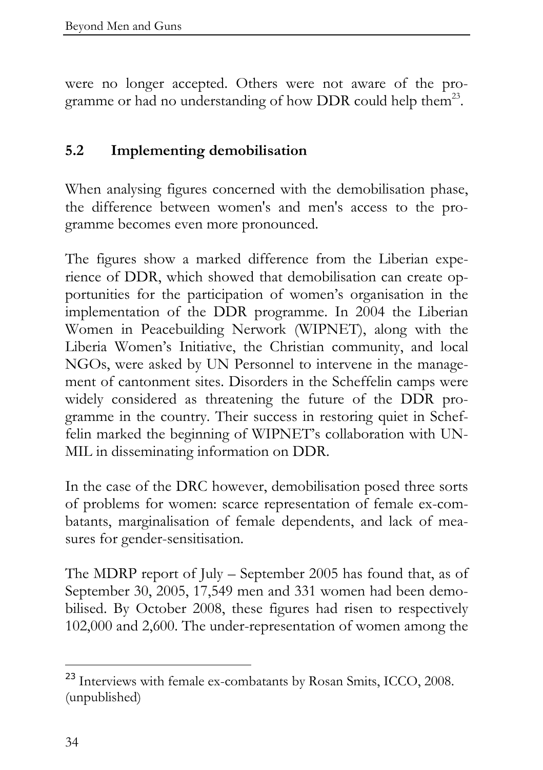were no longer accepted. Others were not aware of the programme or had no understanding of how DDR could help them[23].

## 5.2 Implementing demobilisation

When analysing figures concerned with the demobilisation phase, the difference between women's and men's access to the programme becomes even more pronounced.

The figures show a marked difference from the Liberian experience of DDR, which showed that demobilisation can create opportunities for the participation of women's organisation in the implementation of the DDR programme. In 2004 the Liberian Women in Peacebuilding Nerwork (WIPNET), along with the Liberia Women's Initiative, the Christian community, and local NGOs, were asked by UN Personnel to intervene in the management of cantonment sites. Disorders in the Scheffelin camps were widely considered as threatening the future of the DDR programme in the country. Their success in restoring quiet in Scheffelin marked the beginning of WIPNET's collaboration with UNMIL in disseminating information on DDR.

In the case of the DRC however, demobilisation posed three sorts of problems for women: scarce representation of female ex-combatants, marginalisation of female dependents, and lack of measures for gender-sensitisation.

The MDRP report of July – September 2005 has found that, as of September 30, 2005, 17,549 men and 331 women had been demobilised. By October 2008, these figures had risen to respectively 102,000 and 2,600. The under-representation of women among the

[23] Interviews with female ex-combatants by Rosan Smits, ICCO, 2008. (unpublished)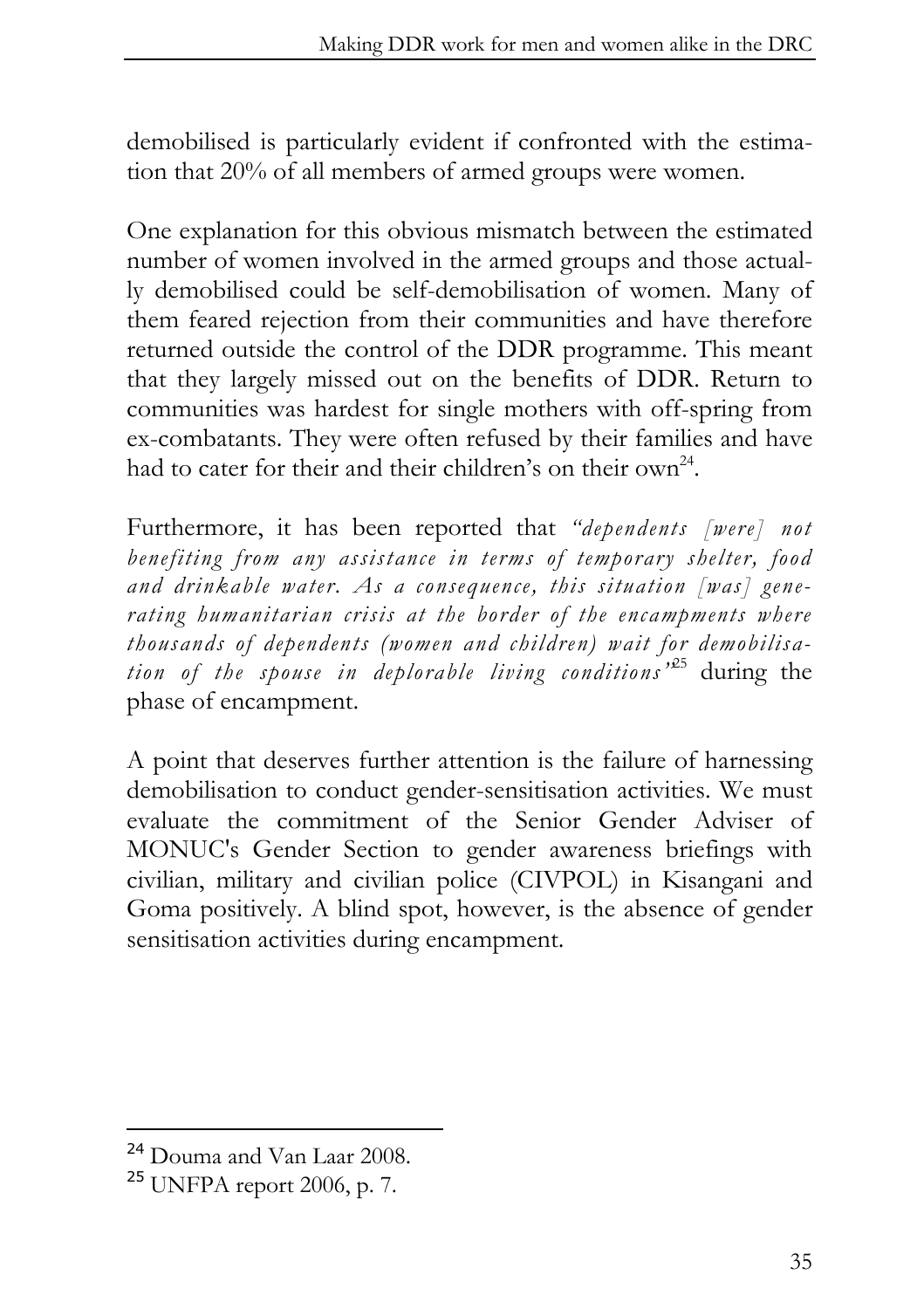demobilised is particularly evident if confronted with the estimation that 20% of all members of armed groups were women.

One explanation for this obvious mismatch between the estimated number of women involved in the armed groups and those actually demobilised could be self-demobilisation of women. Many of them feared rejection from their communities and have therefore returned outside the control of the DDR programme. This meant that they largely missed out on the benefits of DDR. Return to communities was hardest for single mothers with off-spring from ex-combatants. They were often refused by their families and have had to cater for their and their children's on their own[24].

Furthermore, it has been reported that *"dependents [were] not benefiting from any assistance in terms of temporary shelter, food and drinkable water. As a consequence, this situation [was] generating humanitarian crisis at the border of the encampments where thousands of dependents (women and children) wait for demobilisation of the spouse in deplorable living conditions"*[25] during the phase of encampment.

A point that deserves further attention is the failure of harnessing demobilisation to conduct gender-sensitisation activities. We must evaluate the commitment of the Senior Gender Adviser of MONUC's Gender Section to gender awareness briefings with civilian, military and civilian police (CIVPOL) in Kisangani and Goma positively. A blind spot, however, is the absence of gender sensitisation activities during encampment.

---

[24] Douma and Van Laar 2008.

[25] UNFPA report 2006, p. 7.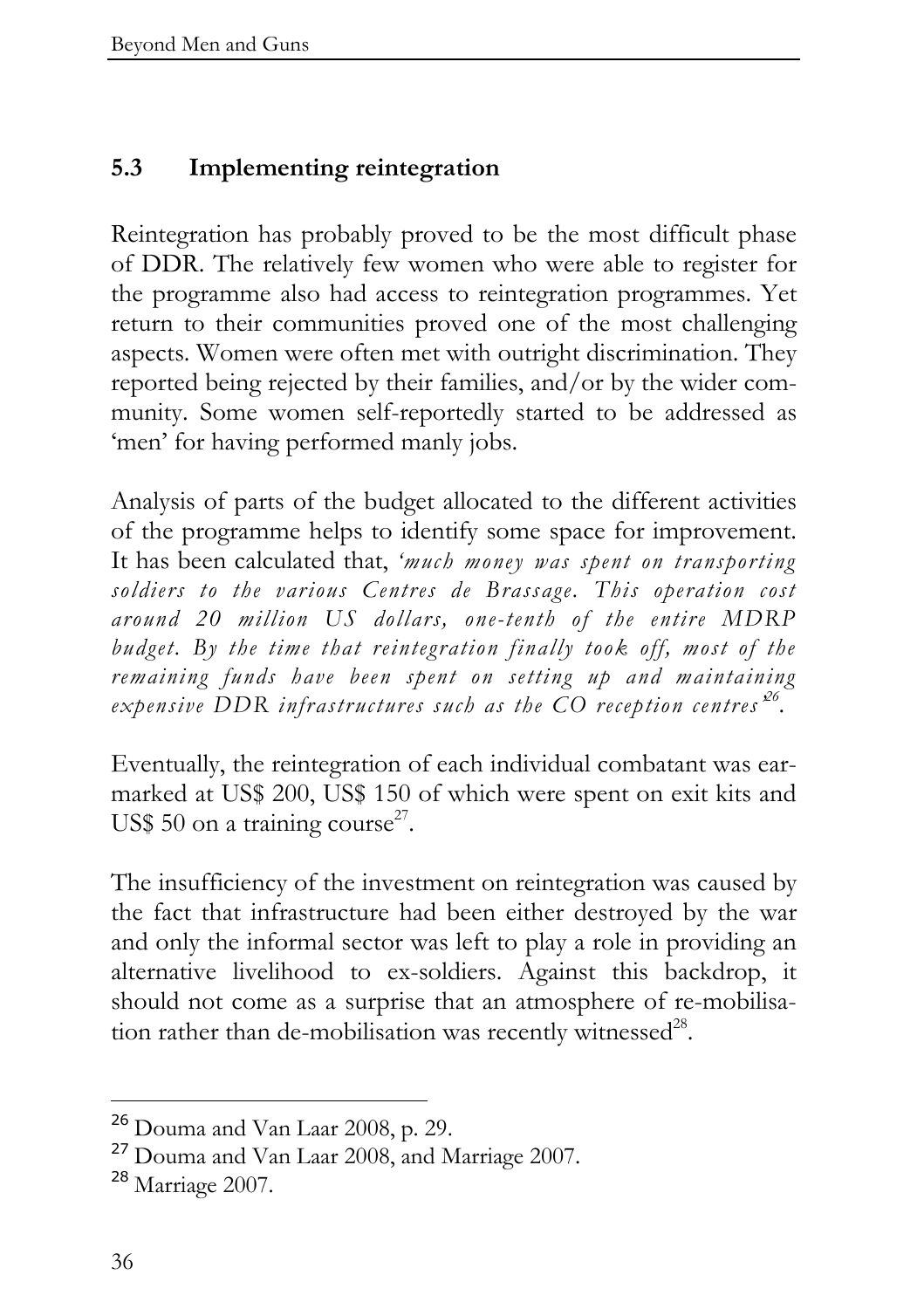## 5.3 Implementing reintegration

Reintegration has probably proved to be the most difficult phase of DDR. The relatively few women who were able to register for the programme also had access to reintegration programmes. Yet return to their communities proved one of the most challenging aspects. Women were often met with outright discrimination. They reported being rejected by their families, and/or by the wider community. Some women self-reportedly started to be addressed as 'men' for having performed manly jobs.

Analysis of parts of the budget allocated to the different activities of the programme helps to identify some space for improvement. It has been calculated that, '*much money was spent on transporting soldiers to the various Centres de Brassage. This operation cost around 20 million US dollars, one-tenth of the entire MDRP budget. By the time that reintegration finally took off, most of the remaining funds have been spent on setting up and maintaining expensive DDR infrastructures such as the CO reception centres*'[26].

Eventually, the reintegration of each individual combatant was earmarked at US$ 200, US$ 150 of which were spent on exit kits and US$ 50 on a training course[27].

The insufficiency of the investment on reintegration was caused by the fact that infrastructure had been either destroyed by the war and only the informal sector was left to play a role in providing an alternative livelihood to ex-soldiers. Against this backdrop, it should not come as a surprise that an atmosphere of re-mobilisation rather than de-mobilisation was recently witnessed[28].

---

[26] Douma and Van Laar 2008, p. 29.

[27] Douma and Van Laar 2008, and Marriage 2007.

[28] Marriage 2007.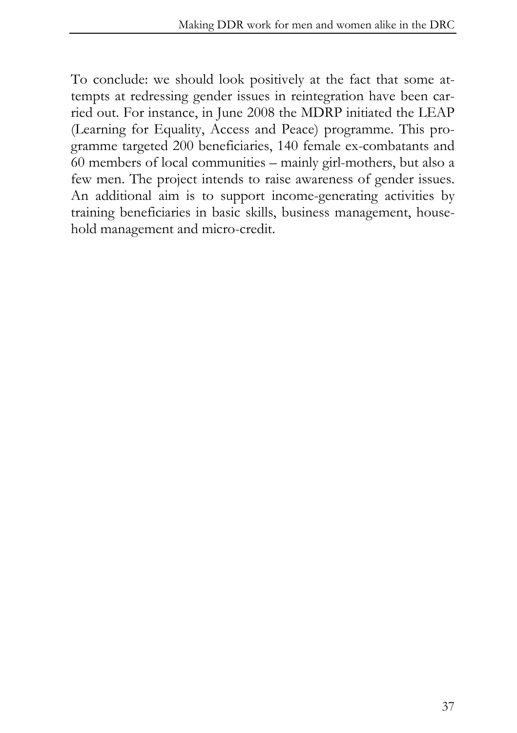To conclude: we should look positively at the fact that some attempts at redressing gender issues in reintegration have been carried out. For instance, in June 2008 the MDRP initiated the LEAP (Learning for Equality, Access and Peace) programme. This programme targeted 200 beneficiaries, 140 female ex-combatants and 60 members of local communities – mainly girl-mothers, but also a few men. The project intends to raise awareness of gender issues. An additional aim is to support income-generating activities by training beneficiaries in basic skills, business management, household management and micro-credit.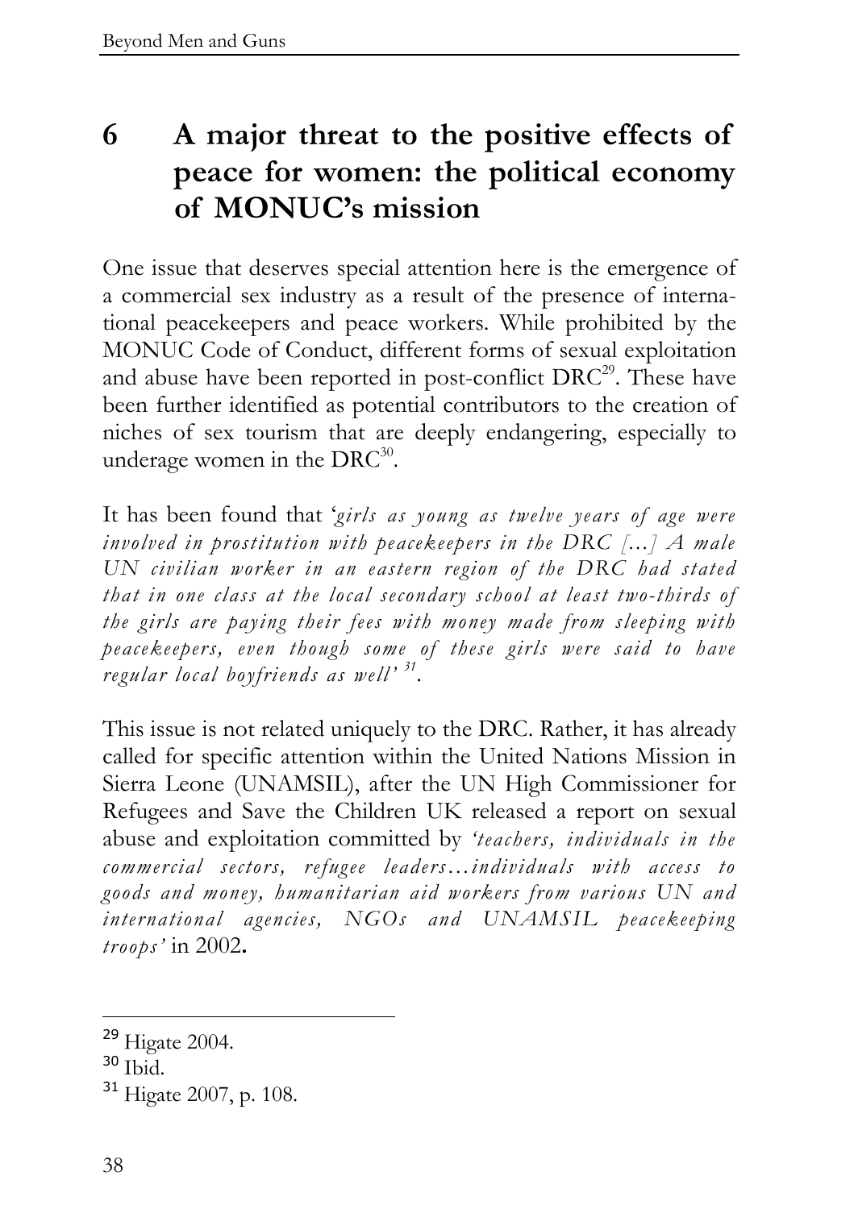# 6 A major threat to the positive effects of peace for women: the political economy of MONUC's mission

One issue that deserves special attention here is the emergence of a commercial sex industry as a result of the presence of international peacekeepers and peace workers. While prohibited by the MONUC Code of Conduct, different forms of sexual exploitation and abuse have been reported in post-conflict DRC[29]. These have been further identified as potential contributors to the creation of niches of sex tourism that are deeply endangering, especially to underage women in the DRC[30].

It has been found that '*girls as young as twelve years of age were involved in prostitution with peacekeepers in the DRC […] A male UN civilian worker in an eastern region of the DRC had stated that in one class at the local secondary school at least two-thirds of the girls are paying their fees with money made from sleeping with peacekeepers, even though some of these girls were said to have regular local boyfriends as well'* [31].

This issue is not related uniquely to the DRC. Rather, it has already called for specific attention within the United Nations Mission in Sierra Leone (UNAMSIL), after the UN High Commissioner for Refugees and Save the Children UK released a report on sexual abuse and exploitation committed by *'teachers, individuals in the commercial sectors, refugee leaders…individuals with access to goods and money, humanitarian aid workers from various UN and international agencies, NGOs and UNAMSIL peacekeeping troops'* in 2002.

---

[29] Higate 2004.

[30] Ibid.

[31] Higate 2007, p. 108.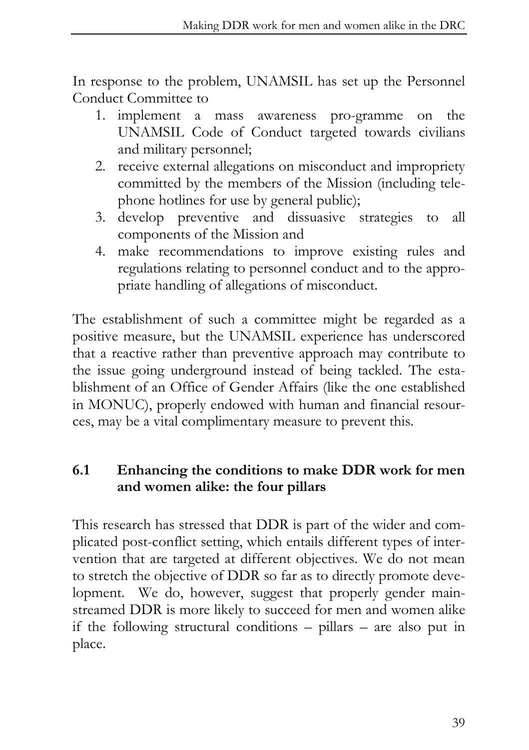In response to the problem, UNAMSIL has set up the Personnel Conduct Committee to

1. implement a mass awareness pro-gramme on the UNAMSIL Code of Conduct targeted towards civilians and military personnel;
2. receive external allegations on misconduct and impropriety committed by the members of the Mission (including telephone hotlines for use by general public);
3. develop preventive and dissuasive strategies to all components of the Mission and
4. make recommendations to improve existing rules and regulations relating to personnel conduct and to the appropriate handling of allegations of misconduct.

The establishment of such a committee might be regarded as a positive measure, but the UNAMSIL experience has underscored that a reactive rather than preventive approach may contribute to the issue going underground instead of being tackled. The establishment of an Office of Gender Affairs (like the one established in MONUC), properly endowed with human and financial resources, may be a vital complimentary measure to prevent this.

## 6.1 Enhancing the conditions to make DDR work for men and women alike: the four pillars

This research has stressed that DDR is part of the wider and complicated post-conflict setting, which entails different types of intervention that are targeted at different objectives. We do not mean to stretch the objective of DDR so far as to directly promote development. We do, however, suggest that properly gender mainstreamed DDR is more likely to succeed for men and women alike if the following structural conditions – pillars – are also put in place.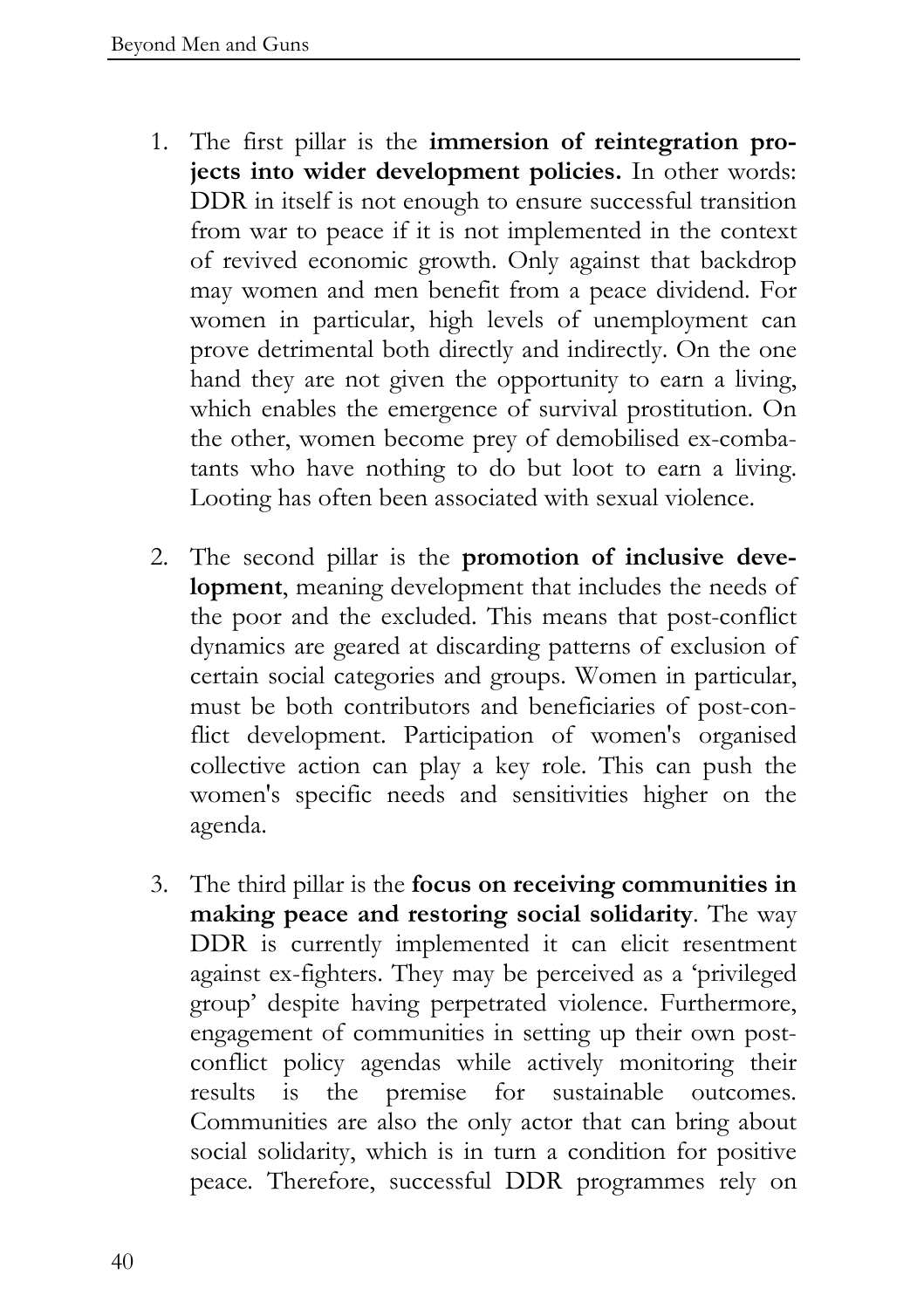1. The first pillar is the **immersion of reintegration projects into wider development policies.** In other words: DDR in itself is not enough to ensure successful transition from war to peace if it is not implemented in the context of revived economic growth. Only against that backdrop may women and men benefit from a peace dividend. For women in particular, high levels of unemployment can prove detrimental both directly and indirectly. On the one hand they are not given the opportunity to earn a living, which enables the emergence of survival prostitution. On the other, women become prey of demobilised ex-combatants who have nothing to do but loot to earn a living. Looting has often been associated with sexual violence.

2. The second pillar is the **promotion of inclusive development**, meaning development that includes the needs of the poor and the excluded. This means that post-conflict dynamics are geared at discarding patterns of exclusion of certain social categories and groups. Women in particular, must be both contributors and beneficiaries of post-conflict development. Participation of women's organised collective action can play a key role. This can push the women's specific needs and sensitivities higher on the agenda.

3. The third pillar is the **focus on receiving communities in making peace and restoring social solidarity**. The way DDR is currently implemented it can elicit resentment against ex-fighters. They may be perceived as a 'privileged group' despite having perpetrated violence. Furthermore, engagement of communities in setting up their own post-conflict policy agendas while actively monitoring their results is the premise for sustainable outcomes. Communities are also the only actor that can bring about social solidarity, which is in turn a condition for positive peace. Therefore, successful DDR programmes rely on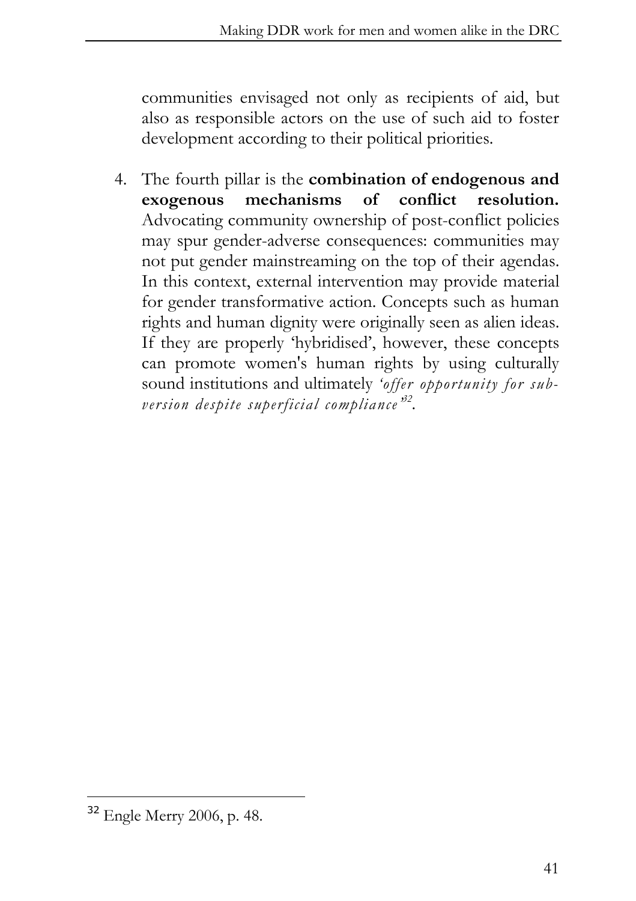communities envisaged not only as recipients of aid, but also as responsible actors on the use of such aid to foster development according to their political priorities.

4. The fourth pillar is the **combination of endogenous and exogenous mechanisms of conflict resolution.** Advocating community ownership of post-conflict policies may spur gender-adverse consequences: communities may not put gender mainstreaming on the top of their agendas. In this context, external intervention may provide material for gender transformative action. Concepts such as human rights and human dignity were originally seen as alien ideas. If they are properly 'hybridised', however, these concepts can promote women's human rights by using culturally sound institutions and ultimately *'offer opportunity for subversion despite superficial compliance'*[32].

---

[32] Engle Merry 2006, p. 48.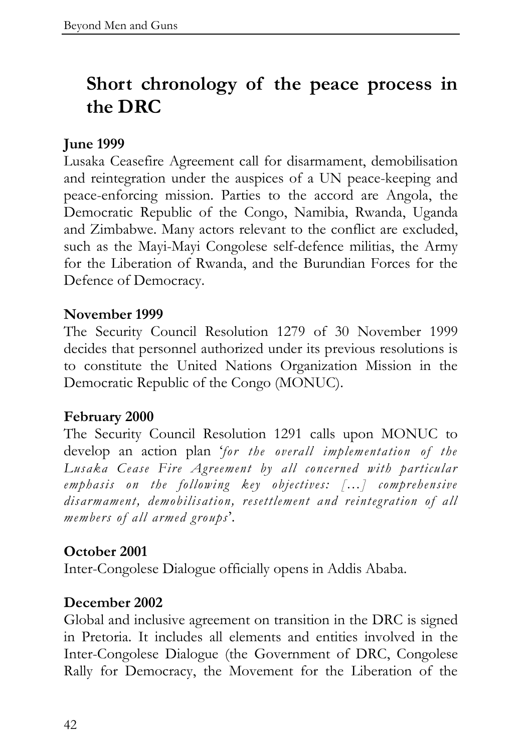# Short chronology of the peace process in the DRC

**June 1999**

Lusaka Ceasefire Agreement call for disarmament, demobilisation and reintegration under the auspices of a UN peace-keeping and peace-enforcing mission. Parties to the accord are Angola, the Democratic Republic of the Congo, Namibia, Rwanda, Uganda and Zimbabwe. Many actors relevant to the conflict are excluded, such as the Mayi-Mayi Congolese self-defence militias, the Army for the Liberation of Rwanda, and the Burundian Forces for the Defence of Democracy.

**November 1999**

The Security Council Resolution 1279 of 30 November 1999 decides that personnel authorized under its previous resolutions is to constitute the United Nations Organization Mission in the Democratic Republic of the Congo (MONUC).

**February 2000**

The Security Council Resolution 1291 calls upon MONUC to develop an action plan '*for the overall implementation of the Lusaka Cease Fire Agreement by all concerned with particular emphasis on the following key objectives: […] comprehensive disarmament, demobilisation, resettlement and reintegration of all members of all armed groups*'.

**October 2001**

Inter-Congolese Dialogue officially opens in Addis Ababa.

**December 2002**

Global and inclusive agreement on transition in the DRC is signed in Pretoria. It includes all elements and entities involved in the Inter-Congolese Dialogue (the Government of DRC, Congolese Rally for Democracy, the Movement for the Liberation of the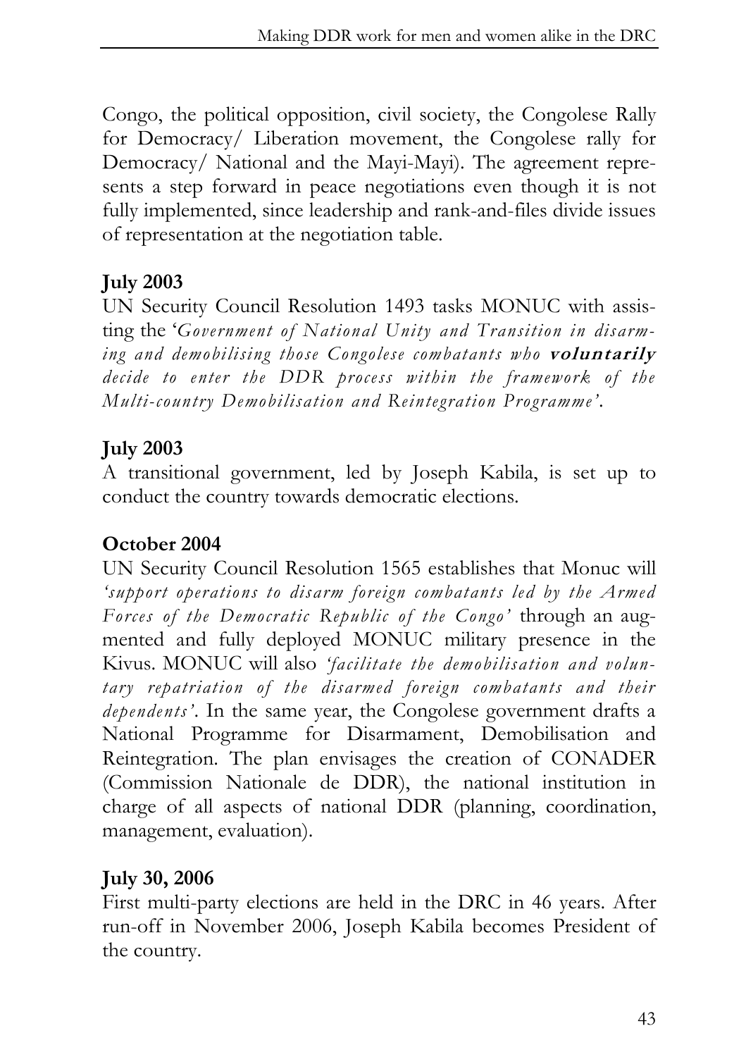Congo, the political opposition, civil society, the Congolese Rally for Democracy/ Liberation movement, the Congolese rally for Democracy/ National and the Mayi-Mayi). The agreement represents a step forward in peace negotiations even though it is not fully implemented, since leadership and rank-and-files divide issues of representation at the negotiation table.

**July 2003**
UN Security Council Resolution 1493 tasks MONUC with assisting the '*Government of National Unity and Transition in disarming and demobilising those Congolese combatants who* ***voluntarily*** *decide to enter the DDR process within the framework of the Multi-country Demobilisation and Reintegration Programme'*.

**July 2003**
A transitional government, led by Joseph Kabila, is set up to conduct the country towards democratic elections.

**October 2004**
UN Security Council Resolution 1565 establishes that Monuc will *'support operations to disarm foreign combatants led by the Armed Forces of the Democratic Republic of the Congo'* through an augmented and fully deployed MONUC military presence in the Kivus. MONUC will also *'facilitate the demobilisation and voluntary repatriation of the disarmed foreign combatants and their dependents'*. In the same year, the Congolese government drafts a National Programme for Disarmament, Demobilisation and Reintegration. The plan envisages the creation of CONADER (Commission Nationale de DDR), the national institution in charge of all aspects of national DDR (planning, coordination, management, evaluation).

**July 30, 2006**
First multi-party elections are held in the DRC in 46 years. After run-off in November 2006, Joseph Kabila becomes President of the country.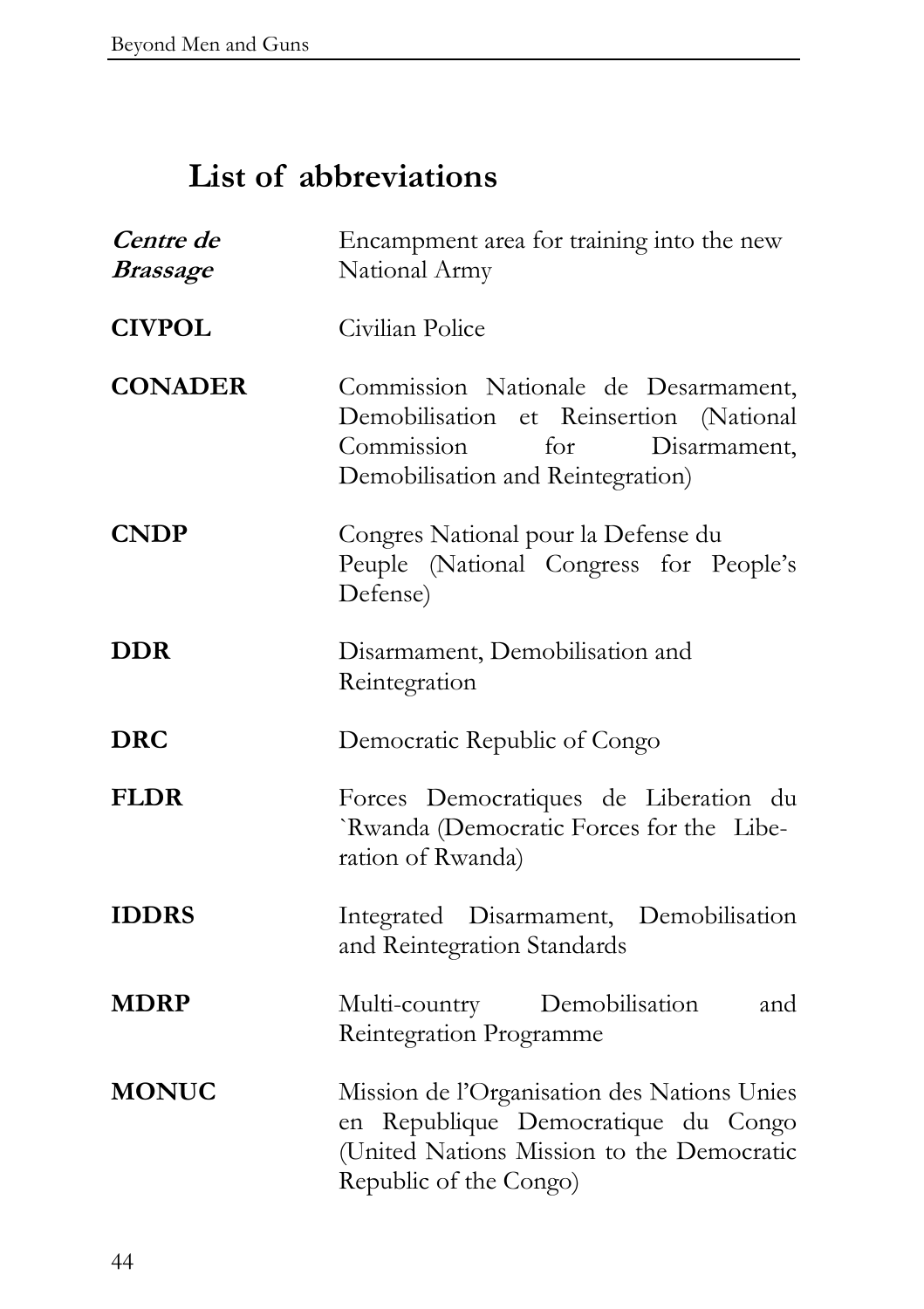## List of abbreviations

| | |
|---|---|
| ***Centre de Brassage*** | Encampment area for training into the new National Army |
| **CIVPOL** | Civilian Police |
| **CONADER** | Commission Nationale de Desarmament, Demobilisation et Reinsertion (National Commission for Disarmament, Demobilisation and Reintegration) |
| **CNDP** | Congres National pour la Defense du Peuple (National Congress for People's Defense) |
| **DDR** | Disarmament, Demobilisation and Reintegration |
| **DRC** | Democratic Republic of Congo |
| **FLDR** | Forces Democratiques de Liberation du `Rwanda (Democratic Forces for the Liberation of Rwanda) |
| **IDDRS** | Integrated Disarmament, Demobilisation and Reintegration Standards |
| **MDRP** | Multi-country Demobilisation and Reintegration Programme |
| **MONUC** | Mission de l'Organisation des Nations Unies en Republique Democratique du Congo (United Nations Mission to the Democratic Republic of the Congo) |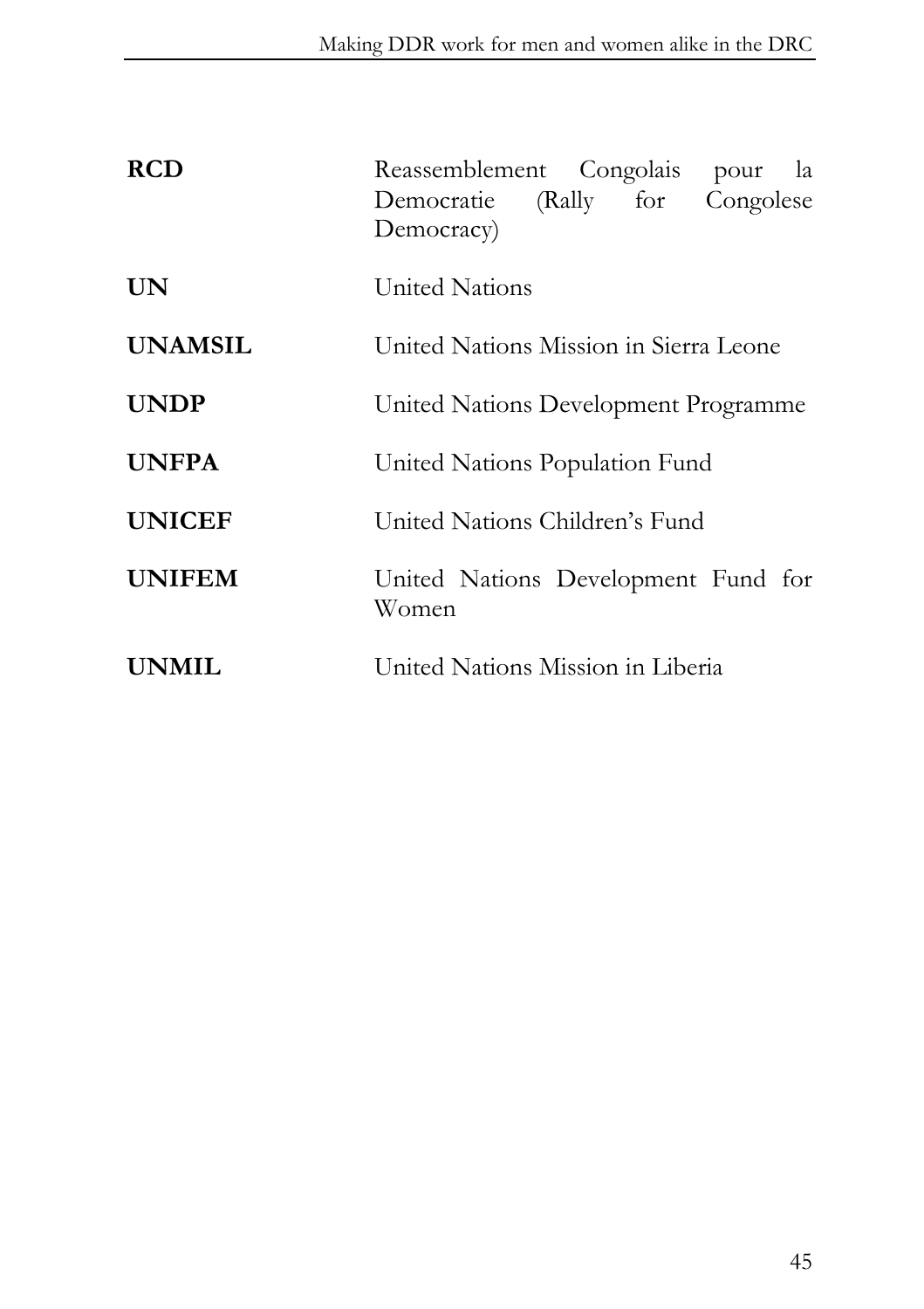| | |
|---|---|
| **RCD** | Reassemblement Congolais pour la Democratie (Rally for Congolese Democracy) |
| **UN** | United Nations |
| **UNAMSIL** | United Nations Mission in Sierra Leone |
| **UNDP** | United Nations Development Programme |
| **UNFPA** | United Nations Population Fund |
| **UNICEF** | United Nations Children's Fund |
| **UNIFEM** | United Nations Development Fund for Women |
| **UNMIL** | United Nations Mission in Liberia |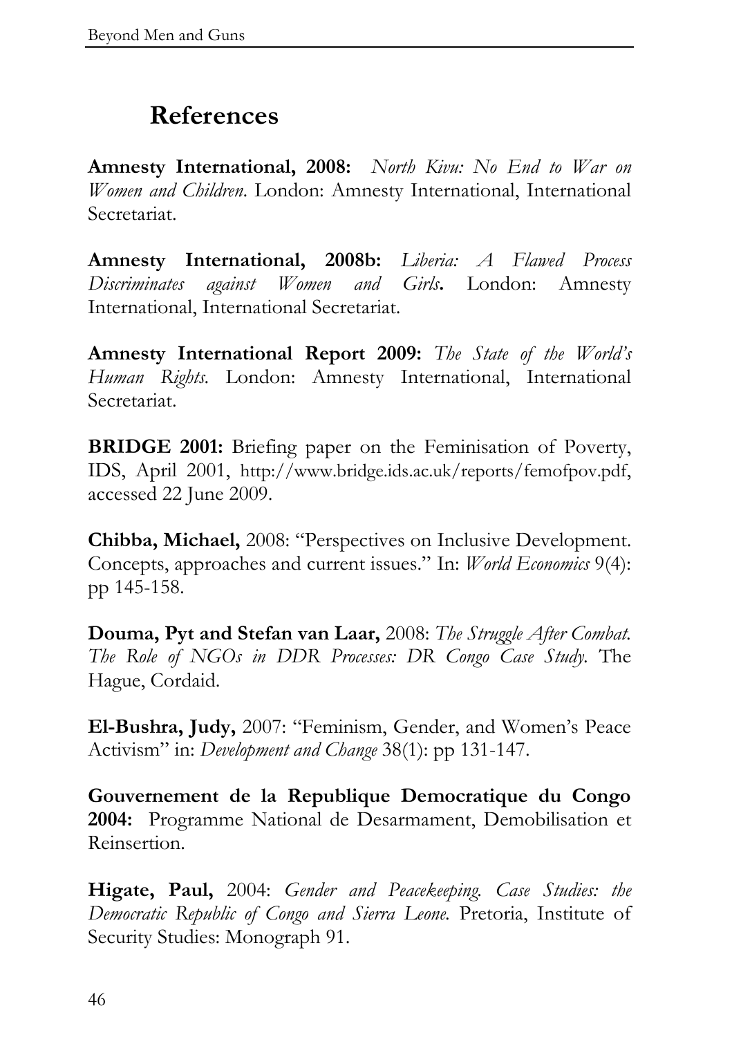# References

**Amnesty International, 2008:** *North Kivu: No End to War on Women and Children*. London: Amnesty International, International Secretariat.

**Amnesty International, 2008b:** *Liberia: A Flawed Process Discriminates against Women and Girls***.** London: Amnesty International, International Secretariat.

**Amnesty International Report 2009:** *The State of the World's Human Rights.* London: Amnesty International, International Secretariat.

**BRIDGE 2001:** Briefing paper on the Feminisation of Poverty, IDS, April 2001, http://www.bridge.ids.ac.uk/reports/femofpov.pdf, accessed 22 June 2009.

**Chibba, Michael,** 2008: "Perspectives on Inclusive Development. Concepts, approaches and current issues." In: *World Economics* 9(4): pp 145-158.

**Douma, Pyt and Stefan van Laar,** 2008: *The Struggle After Combat. The Role of NGOs in DDR Processes: DR Congo Case Study.* The Hague, Cordaid.

**El-Bushra, Judy,** 2007: "Feminism, Gender, and Women's Peace Activism" in: *Development and Change* 38(1): pp 131-147.

**Gouvernement de la Republique Democratique du Congo 2004:** Programme National de Desarmament, Demobilisation et Reinsertion.

**Higate, Paul,** 2004: *Gender and Peacekeeping. Case Studies: the Democratic Republic of Congo and Sierra Leone.* Pretoria, Institute of Security Studies: Monograph 91.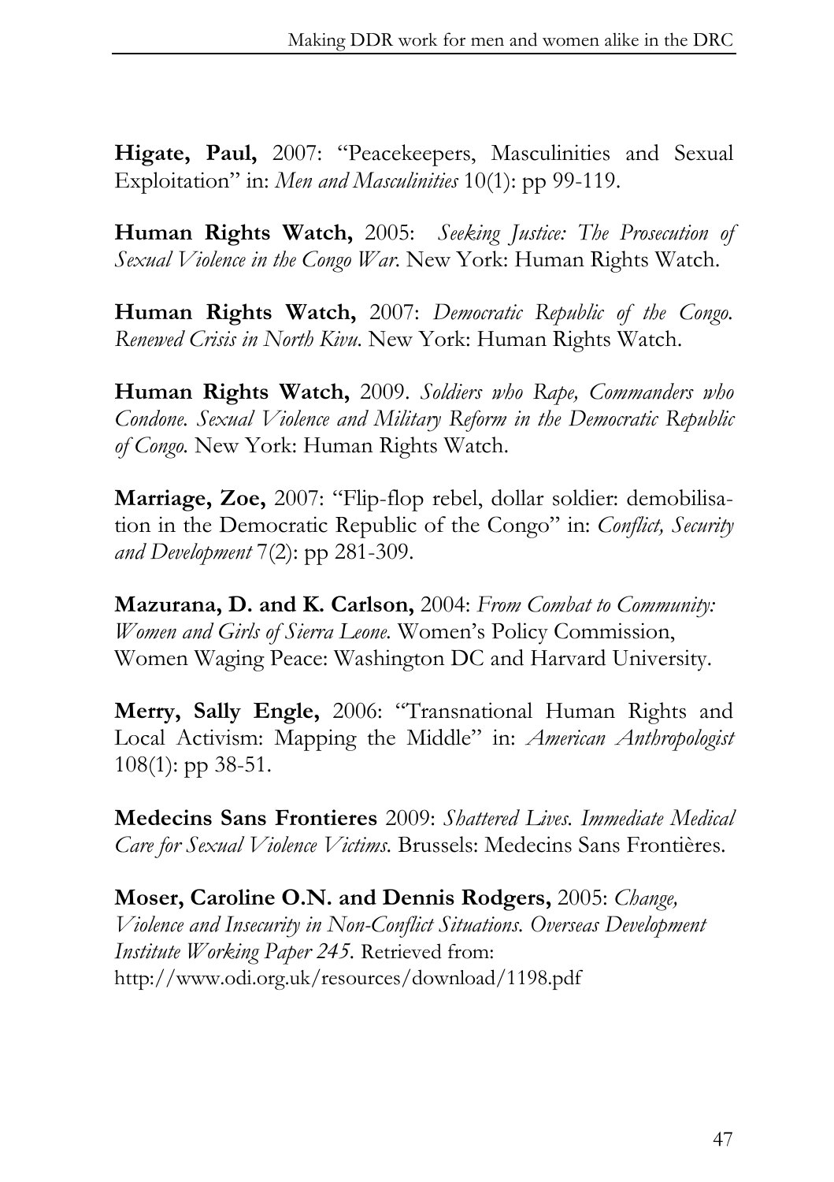**Higate, Paul,** 2007: "Peacekeepers, Masculinities and Sexual Exploitation" in: *Men and Masculinities* 10(1): pp 99-119.

**Human Rights Watch,** 2005: *Seeking Justice: The Prosecution of Sexual Violence in the Congo War*. New York: Human Rights Watch.

**Human Rights Watch,** 2007: *Democratic Republic of the Congo. Renewed Crisis in North Kivu*. New York: Human Rights Watch.

**Human Rights Watch,** 2009. *Soldiers who Rape, Commanders who Condone. Sexual Violence and Military Reform in the Democratic Republic of Congo.* New York: Human Rights Watch.

**Marriage, Zoe,** 2007: "Flip-flop rebel, dollar soldier: demobilisation in the Democratic Republic of the Congo" in: *Conflict, Security and Development* 7(2): pp 281-309.

**Mazurana, D. and K. Carlson,** 2004: *From Combat to Community: Women and Girls of Sierra Leone.* Women's Policy Commission, Women Waging Peace: Washington DC and Harvard University.

**Merry, Sally Engle,** 2006: "Transnational Human Rights and Local Activism: Mapping the Middle" in: *American Anthropologist* 108(1): pp 38-51.

**Medecins Sans Frontieres** 2009: *Shattered Lives. Immediate Medical Care for Sexual Violence Victims.* Brussels: Medecins Sans Frontières.

**Moser, Caroline O.N. and Dennis Rodgers,** 2005: *Change, Violence and Insecurity in Non-Conflict Situations. Overseas Development Institute Working Paper 245.* Retrieved from: http://www.odi.org.uk/resources/download/1198.pdf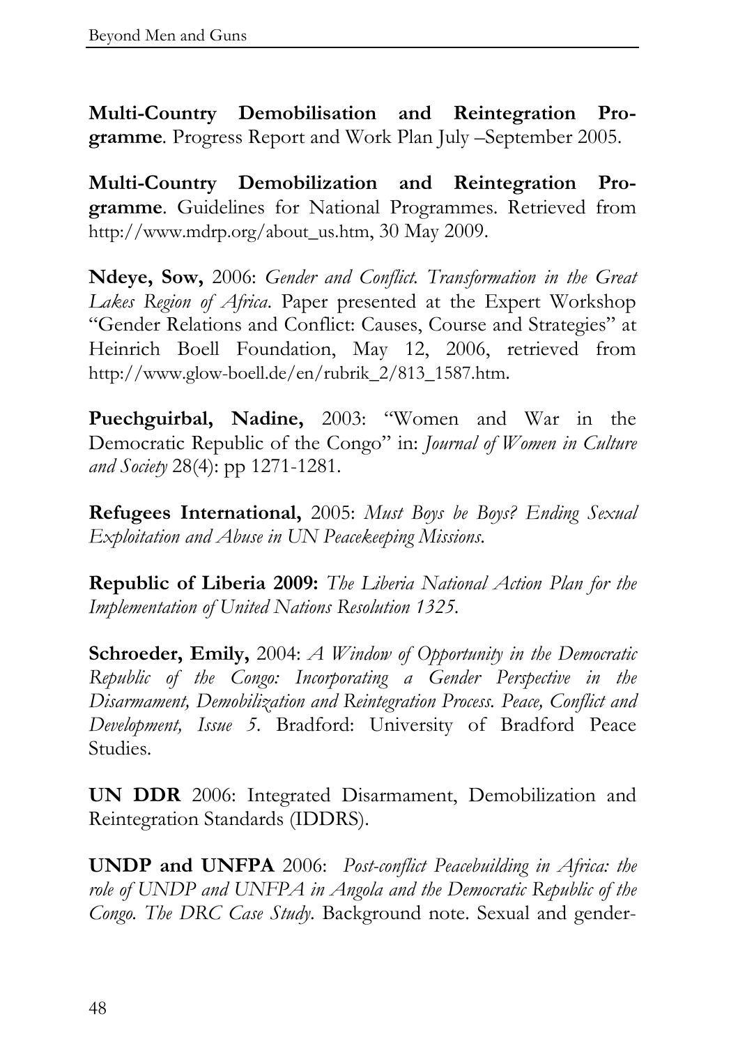**Multi-Country Demobilisation and Reintegration Programme**. Progress Report and Work Plan July –September 2005.

**Multi-Country Demobilization and Reintegration Programme**. Guidelines for National Programmes. Retrieved from http://www.mdrp.org/about_us.htm, 30 May 2009.

**Ndeye, Sow,** 2006: *Gender and Conflict. Transformation in the Great Lakes Region of Africa*. Paper presented at the Expert Workshop "Gender Relations and Conflict: Causes, Course and Strategies" at Heinrich Boell Foundation, May 12, 2006, retrieved from http://www.glow-boell.de/en/rubrik_2/813_1587.htm.

**Puechguirbal, Nadine,** 2003: "Women and War in the Democratic Republic of the Congo" in: *Journal of Women in Culture and Society* 28(4): pp 1271-1281.

**Refugees International,** 2005: *Must Boys be Boys? Ending Sexual Exploitation and Abuse in UN Peacekeeping Missions*.

**Republic of Liberia 2009:** *The Liberia National Action Plan for the Implementation of United Nations Resolution 1325*.

**Schroeder, Emily,** 2004: *A Window of Opportunity in the Democratic Republic of the Congo: Incorporating a Gender Perspective in the Disarmament, Demobilization and Reintegration Process. Peace, Conflict and Development, Issue 5*. Bradford: University of Bradford Peace Studies.

**UN DDR** 2006: Integrated Disarmament, Demobilization and Reintegration Standards (IDDRS).

**UNDP and UNFPA** 2006: *Post-conflict Peacebuilding in Africa: the role of UNDP and UNFPA in Angola and the Democratic Republic of the Congo. The DRC Case Study*. Background note. Sexual and gender-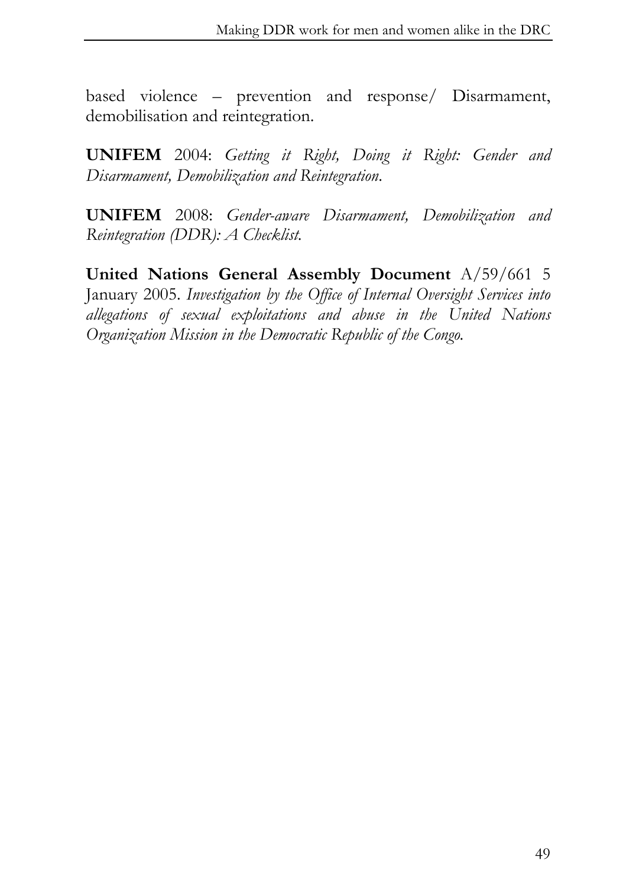based violence – prevention and response/ Disarmament, demobilisation and reintegration.

**UNIFEM** 2004: *Getting it Right, Doing it Right: Gender and Disarmament, Demobilization and Reintegration*.

**UNIFEM** 2008: *Gender-aware Disarmament, Demobilization and Reintegration (DDR): A Checklist.*

**United Nations General Assembly Document** A/59/661 5 January 2005. *Investigation by the Office of Internal Oversight Services into allegations of sexual exploitations and abuse in the United Nations Organization Mission in the Democratic Republic of the Congo.*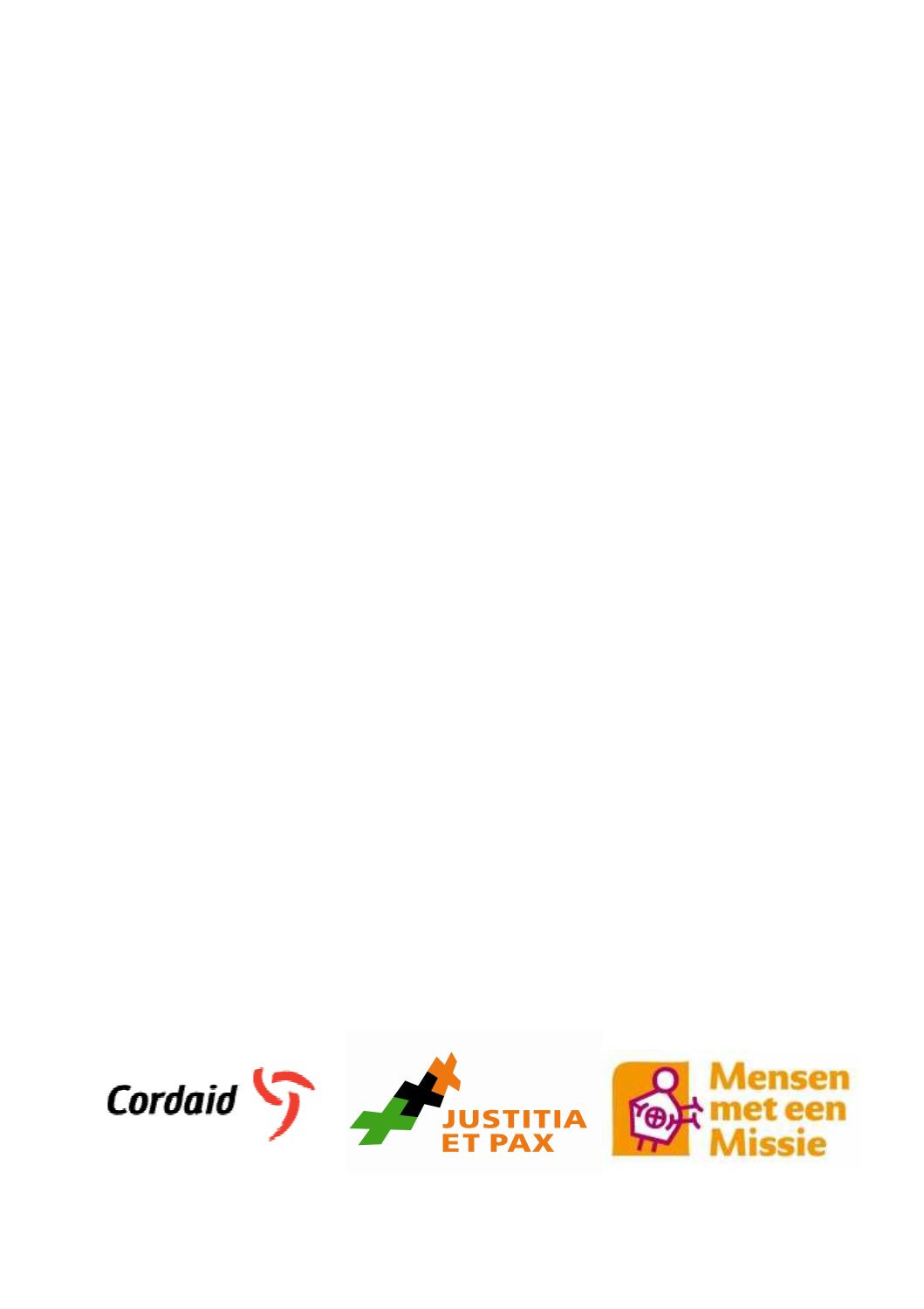Cordaid

JUSTITIA ET PAX

Mensen met een Missie